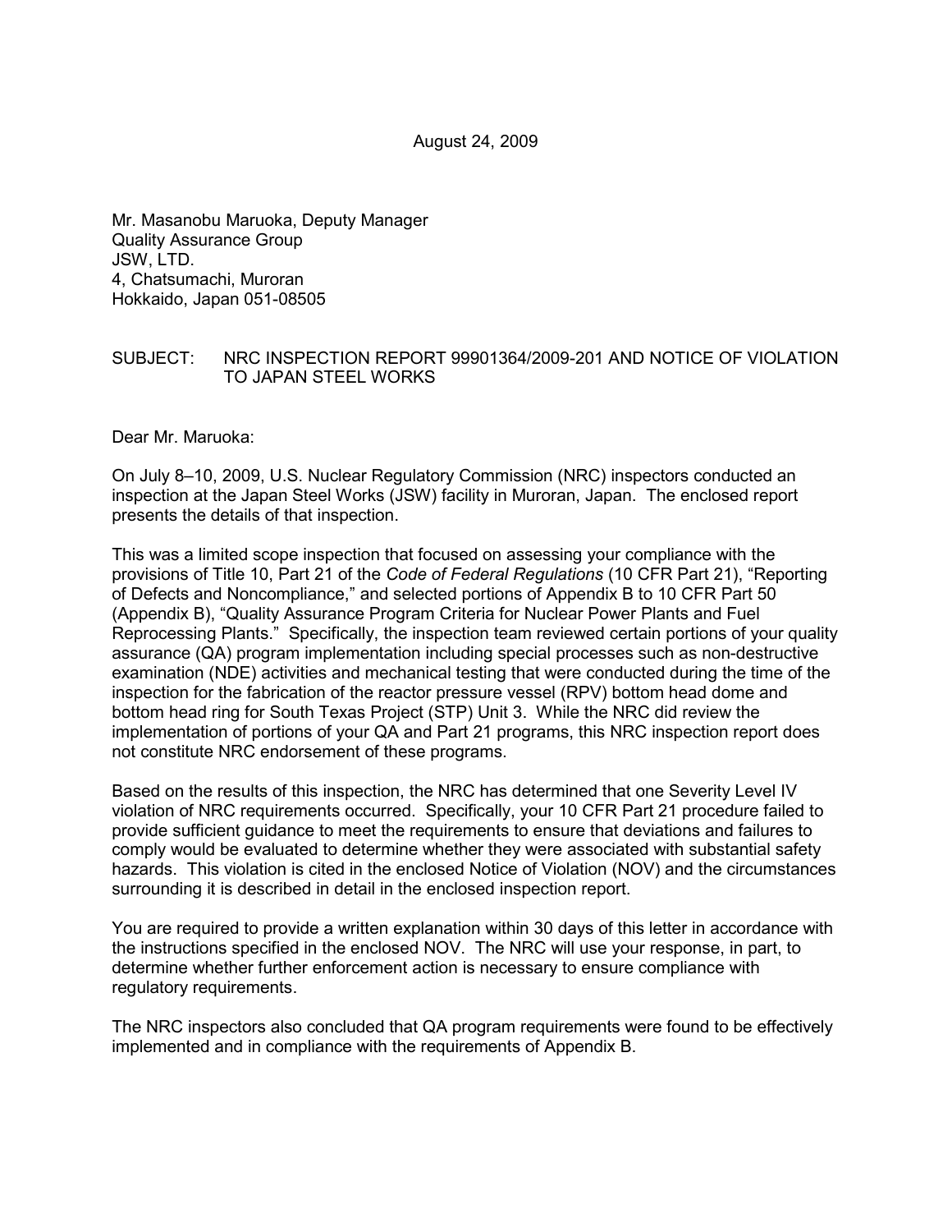August 24, 2009

Mr. Masanobu Maruoka, Deputy Manager
Quality Assurance Group
JSW, LTD.
4, Chatsumachi, Muroran
Hokkaido, Japan 051-08505

SUBJECT: NRC INSPECTION REPORT 99901364/2009-201 AND NOTICE OF VIOLATION TO JAPAN STEEL WORKS

Dear Mr. Maruoka:

On July 8–10, 2009, U.S. Nuclear Regulatory Commission (NRC) inspectors conducted an inspection at the Japan Steel Works (JSW) facility in Muroran, Japan. The enclosed report presents the details of that inspection.

This was a limited scope inspection that focused on assessing your compliance with the provisions of Title 10, Part 21 of the *Code of Federal Regulations* (10 CFR Part 21), "Reporting of Defects and Noncompliance," and selected portions of Appendix B to 10 CFR Part 50 (Appendix B), "Quality Assurance Program Criteria for Nuclear Power Plants and Fuel Reprocessing Plants." Specifically, the inspection team reviewed certain portions of your quality assurance (QA) program implementation including special processes such as non-destructive examination (NDE) activities and mechanical testing that were conducted during the time of the inspection for the fabrication of the reactor pressure vessel (RPV) bottom head dome and bottom head ring for South Texas Project (STP) Unit 3. While the NRC did review the implementation of portions of your QA and Part 21 programs, this NRC inspection report does not constitute NRC endorsement of these programs.

Based on the results of this inspection, the NRC has determined that one Severity Level IV violation of NRC requirements occurred. Specifically, your 10 CFR Part 21 procedure failed to provide sufficient guidance to meet the requirements to ensure that deviations and failures to comply would be evaluated to determine whether they were associated with substantial safety hazards. This violation is cited in the enclosed Notice of Violation (NOV) and the circumstances surrounding it is described in detail in the enclosed inspection report.

You are required to provide a written explanation within 30 days of this letter in accordance with the instructions specified in the enclosed NOV. The NRC will use your response, in part, to determine whether further enforcement action is necessary to ensure compliance with regulatory requirements.

The NRC inspectors also concluded that QA program requirements were found to be effectively implemented and in compliance with the requirements of Appendix B.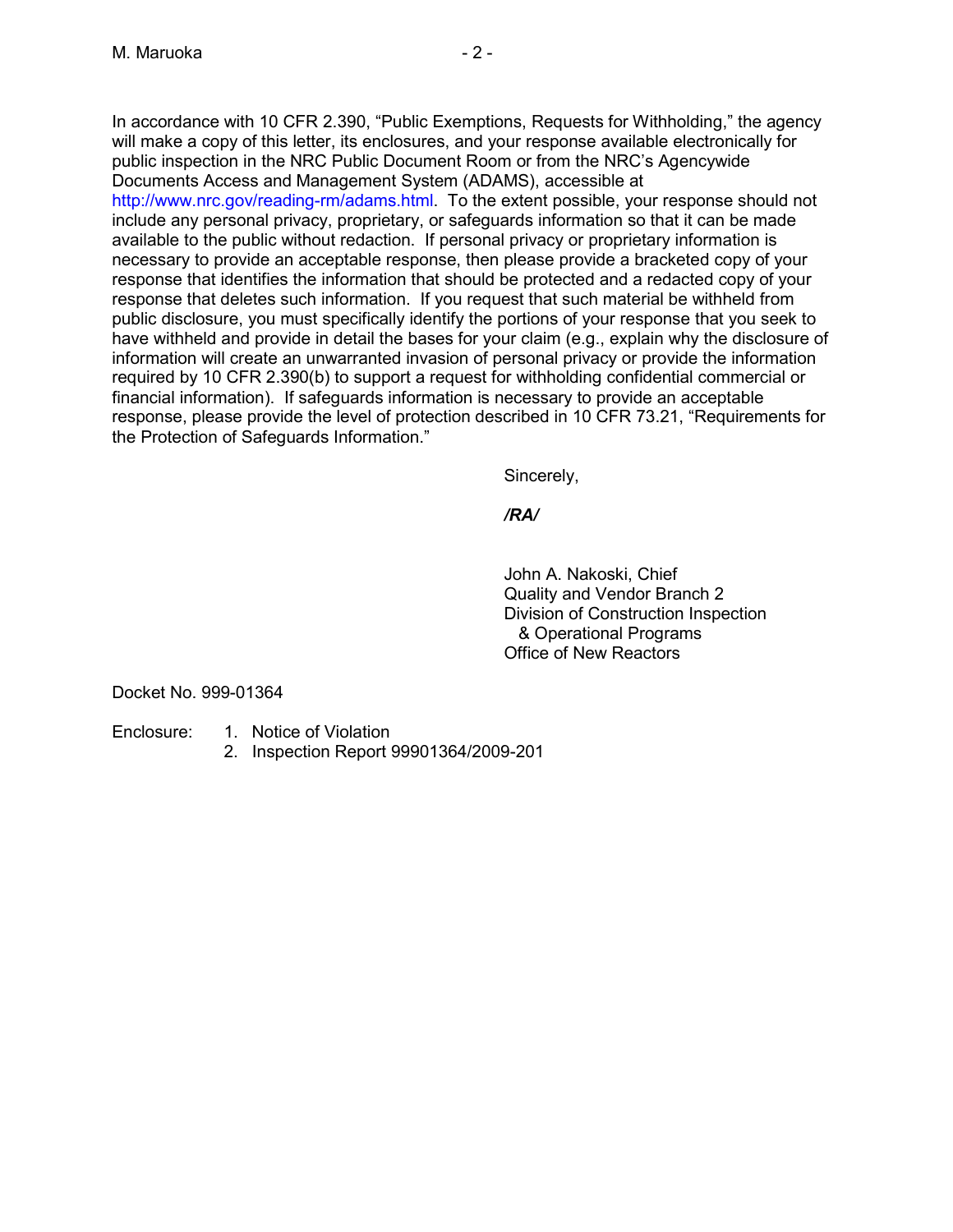In accordance with 10 CFR 2.390, "Public Exemptions, Requests for Withholding," the agency will make a copy of this letter, its enclosures, and your response available electronically for public inspection in the NRC Public Document Room or from the NRC's Agencywide Documents Access and Management System (ADAMS), accessible at http://www.nrc.gov/reading-rm/adams.html. To the extent possible, your response should not include any personal privacy, proprietary, or safeguards information so that it can be made available to the public without redaction. If personal privacy or proprietary information is necessary to provide an acceptable response, then please provide a bracketed copy of your response that identifies the information that should be protected and a redacted copy of your response that deletes such information. If you request that such material be withheld from public disclosure, you must specifically identify the portions of your response that you seek to have withheld and provide in detail the bases for your claim (e.g., explain why the disclosure of information will create an unwarranted invasion of personal privacy or provide the information required by 10 CFR 2.390(b) to support a request for withholding confidential commercial or financial information). If safeguards information is necessary to provide an acceptable response, please provide the level of protection described in 10 CFR 73.21, "Requirements for the Protection of Safeguards Information."

Sincerely,

***/RA/***

John A. Nakoski, Chief
Quality and Vendor Branch 2
Division of Construction Inspection
& Operational Programs
Office of New Reactors

Docket No. 999-01364

Enclosure:
1. Notice of Violation
2. Inspection Report 99901364/2009-201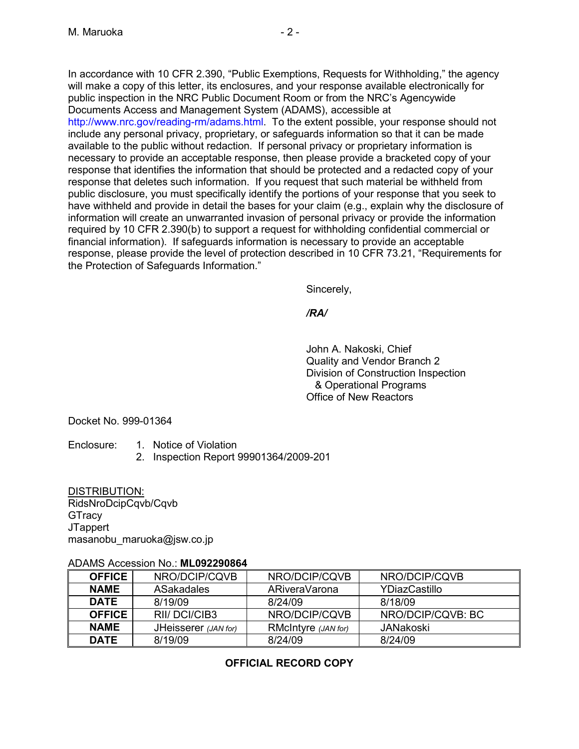In accordance with 10 CFR 2.390, "Public Exemptions, Requests for Withholding," the agency will make a copy of this letter, its enclosures, and your response available electronically for public inspection in the NRC Public Document Room or from the NRC's Agencywide Documents Access and Management System (ADAMS), accessible at http://www.nrc.gov/reading-rm/adams.html. To the extent possible, your response should not include any personal privacy, proprietary, or safeguards information so that it can be made available to the public without redaction. If personal privacy or proprietary information is necessary to provide an acceptable response, then please provide a bracketed copy of your response that identifies the information that should be protected and a redacted copy of your response that deletes such information. If you request that such material be withheld from public disclosure, you must specifically identify the portions of your response that you seek to have withheld and provide in detail the bases for your claim (e.g., explain why the disclosure of information will create an unwarranted invasion of personal privacy or provide the information required by 10 CFR 2.390(b) to support a request for withholding confidential commercial or financial information). If safeguards information is necessary to provide an acceptable response, please provide the level of protection described in 10 CFR 73.21, "Requirements for the Protection of Safeguards Information."

Sincerely,

***/RA/***

John A. Nakoski, Chief
Quality and Vendor Branch 2
Division of Construction Inspection
& Operational Programs
Office of New Reactors

Docket No. 999-01364

Enclosure:
1. Notice of Violation
2. Inspection Report 99901364/2009-201

DISTRIBUTION:
RidsNroDcipCqvb/Cqvb
GTracy
JTappert
masanobu_maruoka@jsw.co.jp

ADAMS Accession No.: **ML092290864**

| **OFFICE** | NRO/DCIP/CQVB | NRO/DCIP/CQVB | NRO/DCIP/CQVB |
|---|---|---|---|
| **NAME** | ASakadales | ARiveraVarona | YDiazCastillo |
| **DATE** | 8/19/09 | 8/24/09 | 8/18/09 |
| **OFFICE** | RII/ DCI/CIB3 | NRO/DCIP/CQVB | NRO/DCIP/CQVB: BC |
| **NAME** | JHeisserer *(JAN for)* | RMcIntyre *(JAN for)* | JANakoski |
| **DATE** | 8/19/09 | 8/24/09 | 8/24/09 |

**OFFICIAL RECORD COPY**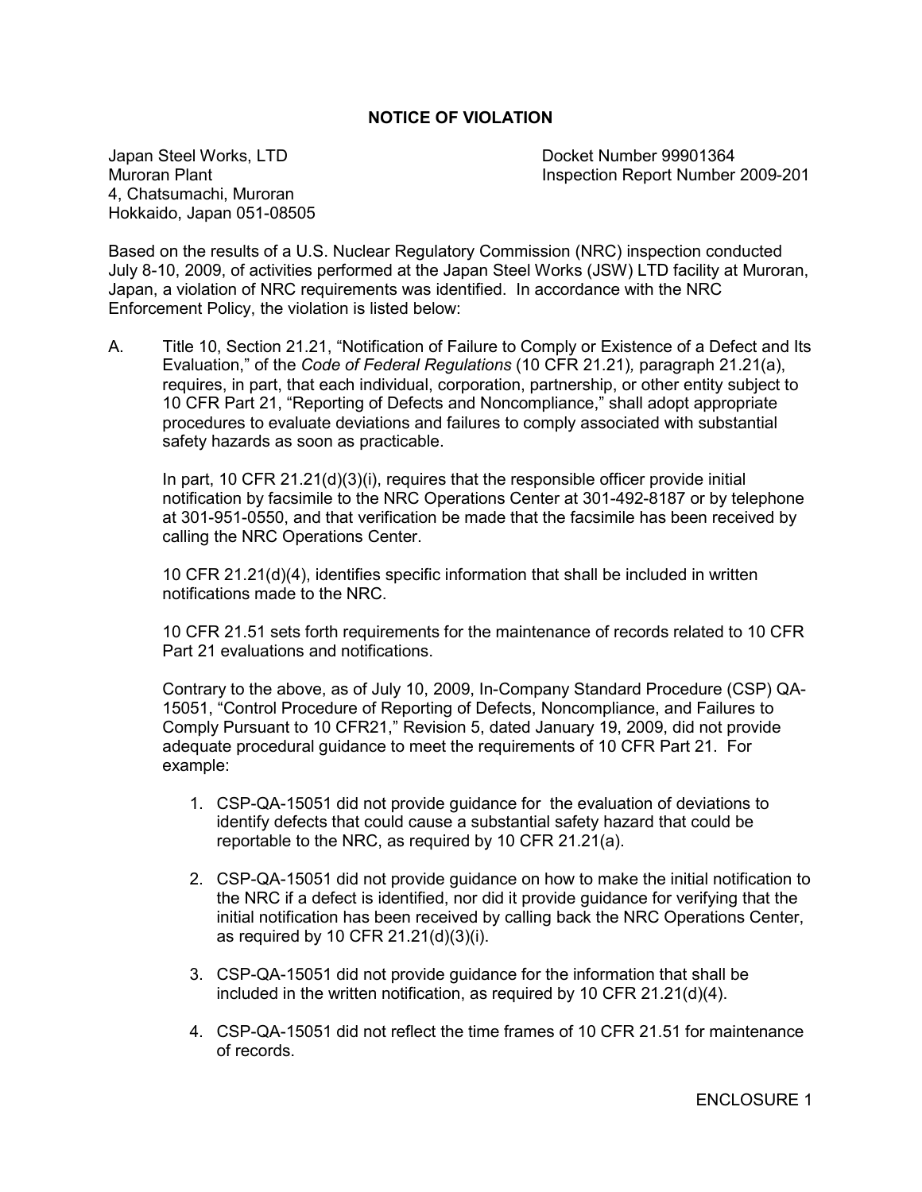## NOTICE OF VIOLATION

Japan Steel Works, LTD
Muroran Plant
4, Chatsumachi, Muroran
Hokkaido, Japan 051-08505

Docket Number 99901364
Inspection Report Number 2009-201

Based on the results of a U.S. Nuclear Regulatory Commission (NRC) inspection conducted July 8-10, 2009, of activities performed at the Japan Steel Works (JSW) LTD facility at Muroran, Japan, a violation of NRC requirements was identified. In accordance with the NRC Enforcement Policy, the violation is listed below:

A. Title 10, Section 21.21, "Notification of Failure to Comply or Existence of a Defect and Its Evaluation," of the *Code of Federal Regulations* (10 CFR 21.21)*,* paragraph 21.21(a), requires, in part, that each individual, corporation, partnership, or other entity subject to 10 CFR Part 21, "Reporting of Defects and Noncompliance," shall adopt appropriate procedures to evaluate deviations and failures to comply associated with substantial safety hazards as soon as practicable.

   In part, 10 CFR 21.21(d)(3)(i), requires that the responsible officer provide initial notification by facsimile to the NRC Operations Center at 301-492-8187 or by telephone at 301-951-0550, and that verification be made that the facsimile has been received by calling the NRC Operations Center.

   10 CFR 21.21(d)(4), identifies specific information that shall be included in written notifications made to the NRC.

   10 CFR 21.51 sets forth requirements for the maintenance of records related to 10 CFR Part 21 evaluations and notifications.

   Contrary to the above, as of July 10, 2009, In-Company Standard Procedure (CSP) QA-15051, "Control Procedure of Reporting of Defects, Noncompliance, and Failures to Comply Pursuant to 10 CFR21," Revision 5, dated January 19, 2009, did not provide adequate procedural guidance to meet the requirements of 10 CFR Part 21. For example:

   1. CSP-QA-15051 did not provide guidance for the evaluation of deviations to identify defects that could cause a substantial safety hazard that could be reportable to the NRC, as required by 10 CFR 21.21(a).

   2. CSP-QA-15051 did not provide guidance on how to make the initial notification to the NRC if a defect is identified, nor did it provide guidance for verifying that the initial notification has been received by calling back the NRC Operations Center, as required by 10 CFR 21.21(d)(3)(i).

   3. CSP-QA-15051 did not provide guidance for the information that shall be included in the written notification, as required by 10 CFR 21.21(d)(4).

   4. CSP-QA-15051 did not reflect the time frames of 10 CFR 21.51 for maintenance of records.

ENCLOSURE 1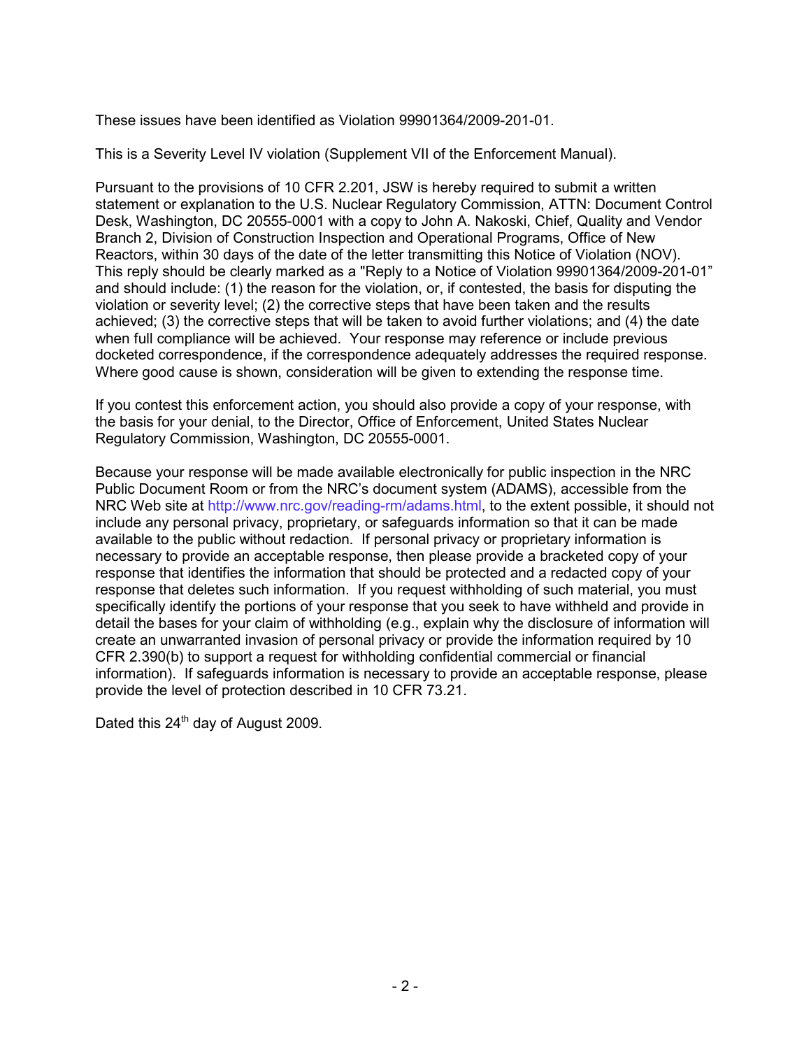These issues have been identified as Violation 99901364/2009-201-01.

This is a Severity Level IV violation (Supplement VII of the Enforcement Manual).

Pursuant to the provisions of 10 CFR 2.201, JSW is hereby required to submit a written statement or explanation to the U.S. Nuclear Regulatory Commission, ATTN: Document Control Desk, Washington, DC 20555-0001 with a copy to John A. Nakoski, Chief, Quality and Vendor Branch 2, Division of Construction Inspection and Operational Programs, Office of New Reactors, within 30 days of the date of the letter transmitting this Notice of Violation (NOV). This reply should be clearly marked as a "Reply to a Notice of Violation 99901364/2009-201-01" and should include: (1) the reason for the violation, or, if contested, the basis for disputing the violation or severity level; (2) the corrective steps that have been taken and the results achieved; (3) the corrective steps that will be taken to avoid further violations; and (4) the date when full compliance will be achieved. Your response may reference or include previous docketed correspondence, if the correspondence adequately addresses the required response. Where good cause is shown, consideration will be given to extending the response time.

If you contest this enforcement action, you should also provide a copy of your response, with the basis for your denial, to the Director, Office of Enforcement, United States Nuclear Regulatory Commission, Washington, DC 20555-0001.

Because your response will be made available electronically for public inspection in the NRC Public Document Room or from the NRC's document system (ADAMS), accessible from the NRC Web site at http://www.nrc.gov/reading-rm/adams.html, to the extent possible, it should not include any personal privacy, proprietary, or safeguards information so that it can be made available to the public without redaction. If personal privacy or proprietary information is necessary to provide an acceptable response, then please provide a bracketed copy of your response that identifies the information that should be protected and a redacted copy of your response that deletes such information. If you request withholding of such material, you must specifically identify the portions of your response that you seek to have withheld and provide in detail the bases for your claim of withholding (e.g., explain why the disclosure of information will create an unwarranted invasion of personal privacy or provide the information required by 10 CFR 2.390(b) to support a request for withholding confidential commercial or financial information). If safeguards information is necessary to provide an acceptable response, please provide the level of protection described in 10 CFR 73.21.

Dated this 24th day of August 2009.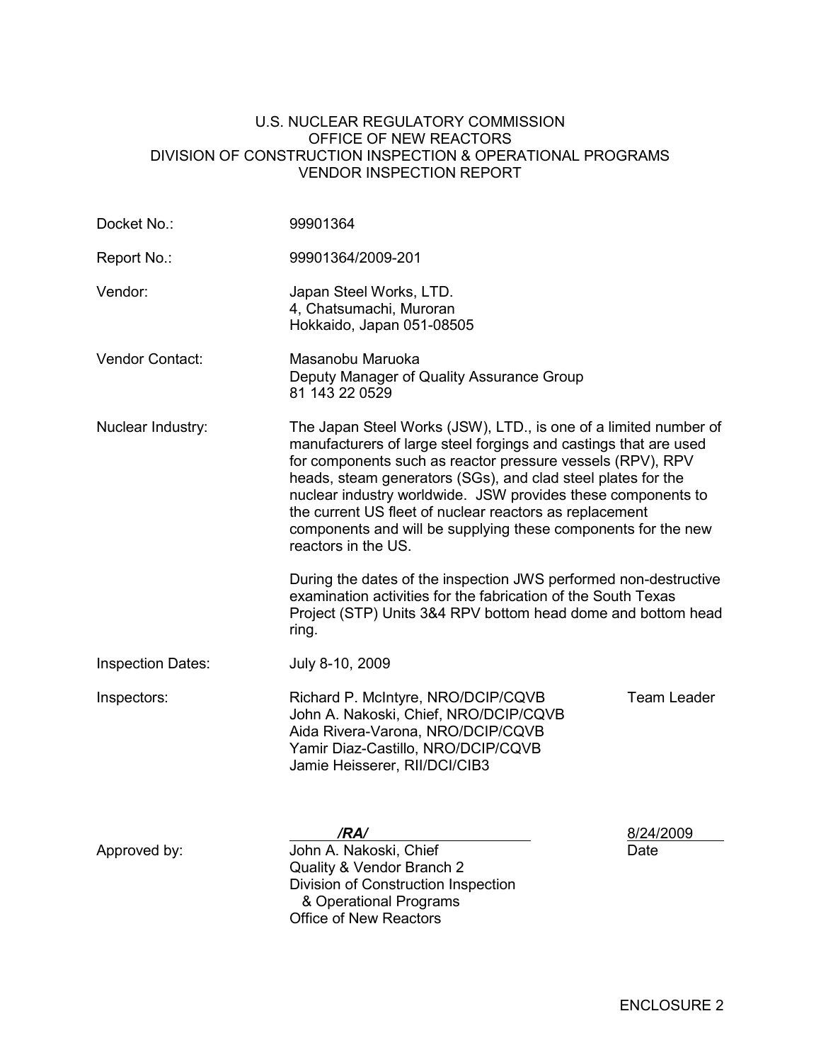U.S. NUCLEAR REGULATORY COMMISSION
OFFICE OF NEW REACTORS
DIVISION OF CONSTRUCTION INSPECTION & OPERATIONAL PROGRAMS
VENDOR INSPECTION REPORT

| | |
|---|---|
| Docket No.: | 99901364 |
| Report No.: | 99901364/2009-201 |
| Vendor: | Japan Steel Works, LTD.<br>4, Chatsumachi, Muroran<br>Hokkaido, Japan 051-08505 |
| Vendor Contact: | Masanobu Maruoka<br>Deputy Manager of Quality Assurance Group<br>81 143 22 0529 |
| Nuclear Industry: | The Japan Steel Works (JSW), LTD., is one of a limited number of manufacturers of large steel forgings and castings that are used for components such as reactor pressure vessels (RPV), RPV heads, steam generators (SGs), and clad steel plates for the nuclear industry worldwide. JSW provides these components to the current US fleet of nuclear reactors as replacement components and will be supplying these components for the new reactors in the US.<br><br>During the dates of the inspection JWS performed non-destructive examination activities for the fabrication of the South Texas Project (STP) Units 3&4 RPV bottom head dome and bottom head ring. |
| Inspection Dates: | July 8-10, 2009 |
| Inspectors: | Richard P. McIntyre, NRO/DCIP/CQVB — Team Leader<br>John A. Nakoski, Chief, NRO/DCIP/CQVB<br>Aida Rivera-Varona, NRO/DCIP/CQVB<br>Yamir Diaz-Castillo, NRO/DCIP/CQVB<br>Jamie Heisserer, RII/DCI/CIB3 |

Approved by:

*/RA/* — 8/24/2009 (Date)

John A. Nakoski, Chief
Quality & Vendor Branch 2
Division of Construction Inspection
& Operational Programs
Office of New Reactors

ENCLOSURE 2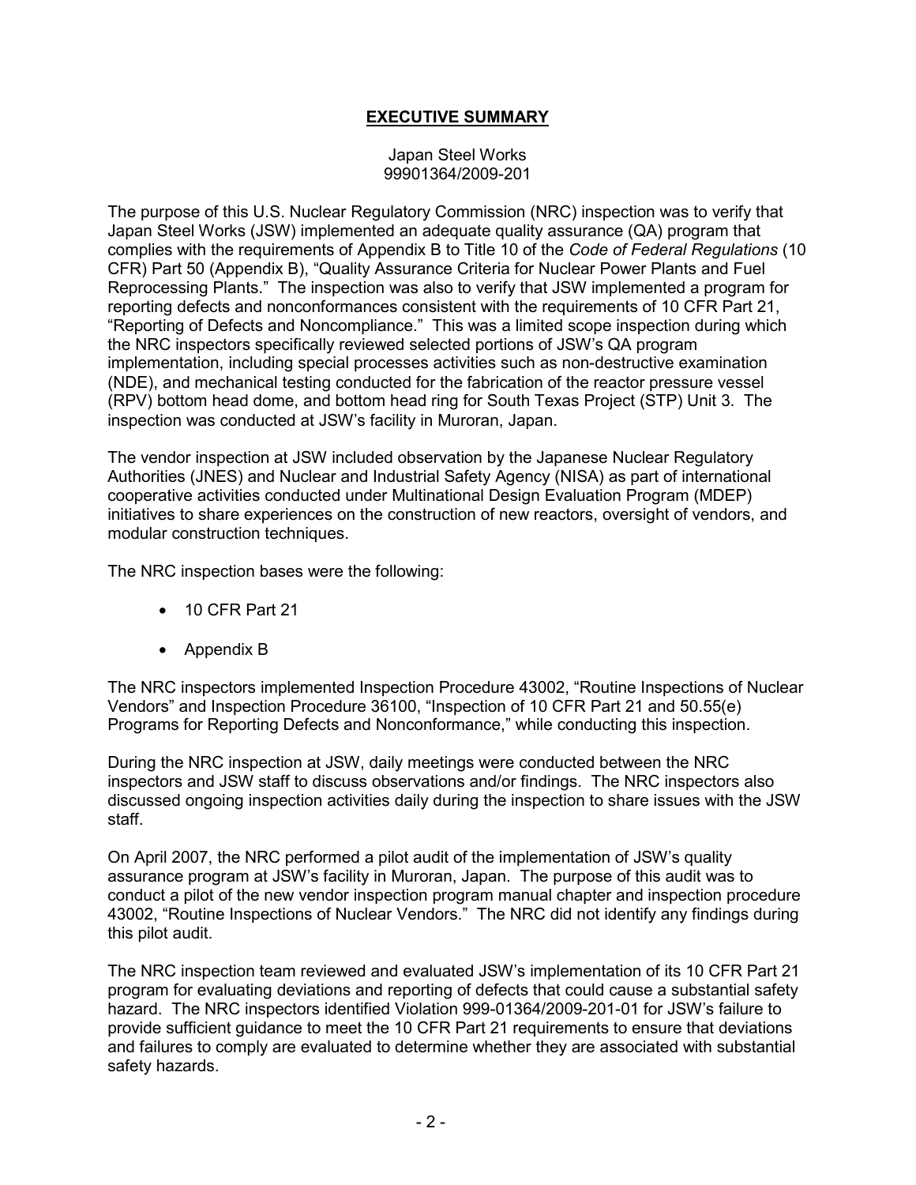## EXECUTIVE SUMMARY

Japan Steel Works
99901364/2009-201

The purpose of this U.S. Nuclear Regulatory Commission (NRC) inspection was to verify that Japan Steel Works (JSW) implemented an adequate quality assurance (QA) program that complies with the requirements of Appendix B to Title 10 of the *Code of Federal Regulations* (10 CFR) Part 50 (Appendix B), "Quality Assurance Criteria for Nuclear Power Plants and Fuel Reprocessing Plants." The inspection was also to verify that JSW implemented a program for reporting defects and nonconformances consistent with the requirements of 10 CFR Part 21, "Reporting of Defects and Noncompliance." This was a limited scope inspection during which the NRC inspectors specifically reviewed selected portions of JSW's QA program implementation, including special processes activities such as non-destructive examination (NDE), and mechanical testing conducted for the fabrication of the reactor pressure vessel (RPV) bottom head dome, and bottom head ring for South Texas Project (STP) Unit 3. The inspection was conducted at JSW's facility in Muroran, Japan.

The vendor inspection at JSW included observation by the Japanese Nuclear Regulatory Authorities (JNES) and Nuclear and Industrial Safety Agency (NISA) as part of international cooperative activities conducted under Multinational Design Evaluation Program (MDEP) initiatives to share experiences on the construction of new reactors, oversight of vendors, and modular construction techniques.

The NRC inspection bases were the following:

- 10 CFR Part 21
- Appendix B

The NRC inspectors implemented Inspection Procedure 43002, "Routine Inspections of Nuclear Vendors" and Inspection Procedure 36100, "Inspection of 10 CFR Part 21 and 50.55(e) Programs for Reporting Defects and Nonconformance," while conducting this inspection.

During the NRC inspection at JSW, daily meetings were conducted between the NRC inspectors and JSW staff to discuss observations and/or findings. The NRC inspectors also discussed ongoing inspection activities daily during the inspection to share issues with the JSW staff.

On April 2007, the NRC performed a pilot audit of the implementation of JSW's quality assurance program at JSW's facility in Muroran, Japan. The purpose of this audit was to conduct a pilot of the new vendor inspection program manual chapter and inspection procedure 43002, "Routine Inspections of Nuclear Vendors." The NRC did not identify any findings during this pilot audit.

The NRC inspection team reviewed and evaluated JSW's implementation of its 10 CFR Part 21 program for evaluating deviations and reporting of defects that could cause a substantial safety hazard. The NRC inspectors identified Violation 999-01364/2009-201-01 for JSW's failure to provide sufficient guidance to meet the 10 CFR Part 21 requirements to ensure that deviations and failures to comply are evaluated to determine whether they are associated with substantial safety hazards.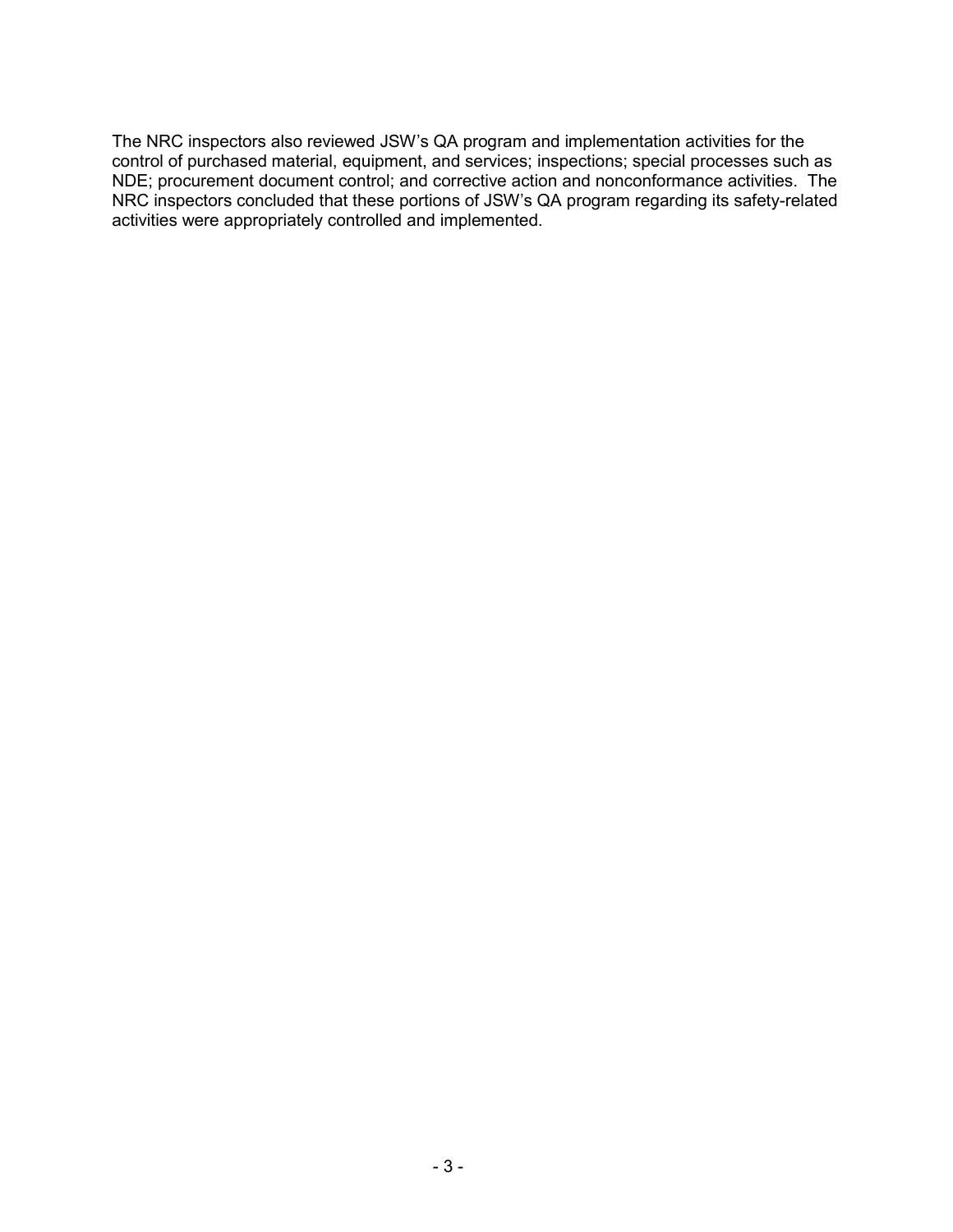The NRC inspectors also reviewed JSW's QA program and implementation activities for the control of purchased material, equipment, and services; inspections; special processes such as NDE; procurement document control; and corrective action and nonconformance activities. The NRC inspectors concluded that these portions of JSW's QA program regarding its safety-related activities were appropriately controlled and implemented.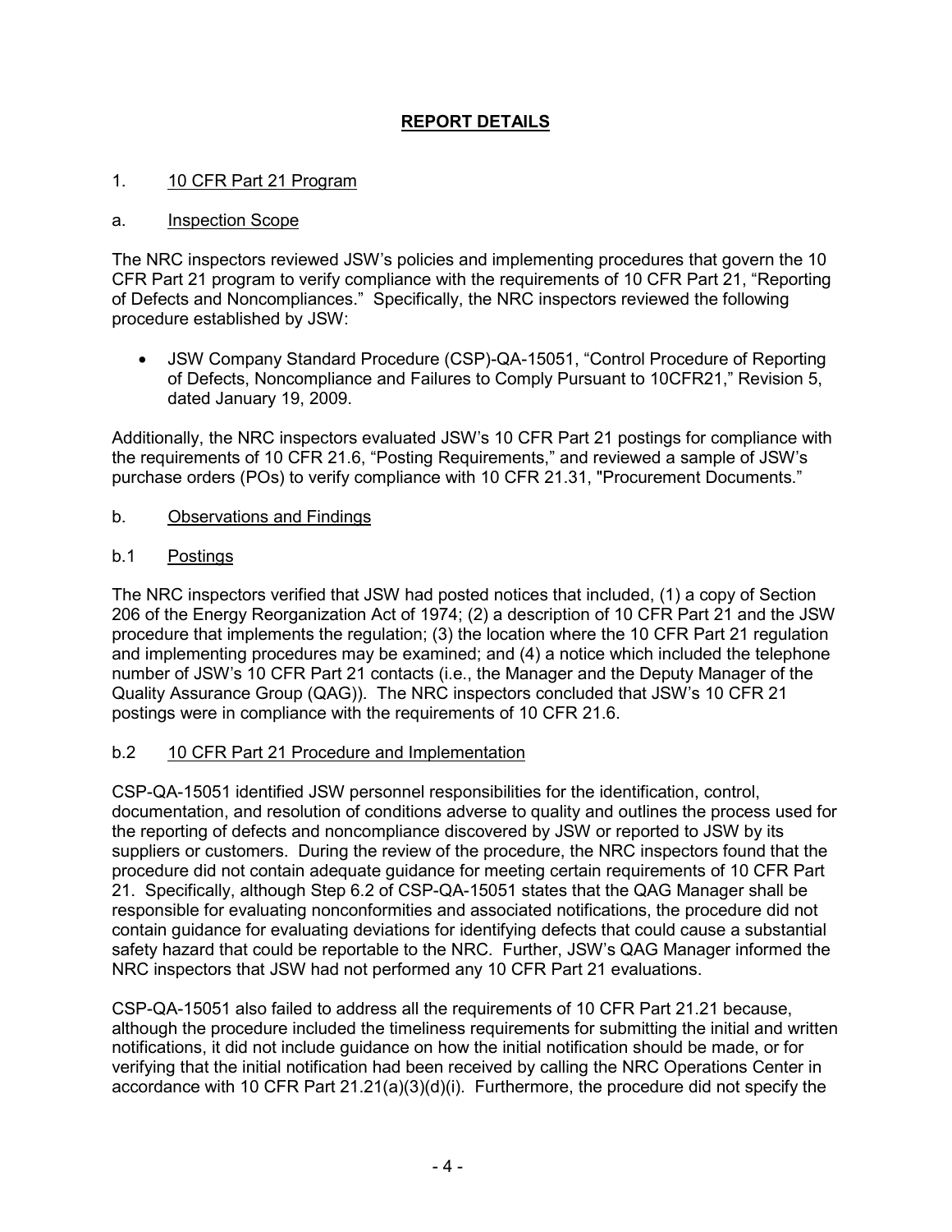# REPORT DETAILS

## 1. 10 CFR Part 21 Program

### a. Inspection Scope

The NRC inspectors reviewed JSW's policies and implementing procedures that govern the 10 CFR Part 21 program to verify compliance with the requirements of 10 CFR Part 21, "Reporting of Defects and Noncompliances." Specifically, the NRC inspectors reviewed the following procedure established by JSW:

- JSW Company Standard Procedure (CSP)-QA-15051, "Control Procedure of Reporting of Defects, Noncompliance and Failures to Comply Pursuant to 10CFR21," Revision 5, dated January 19, 2009.

Additionally, the NRC inspectors evaluated JSW's 10 CFR Part 21 postings for compliance with the requirements of 10 CFR 21.6, "Posting Requirements," and reviewed a sample of JSW's purchase orders (POs) to verify compliance with 10 CFR 21.31, "Procurement Documents."

### b. Observations and Findings

### b.1 Postings

The NRC inspectors verified that JSW had posted notices that included, (1) a copy of Section 206 of the Energy Reorganization Act of 1974; (2) a description of 10 CFR Part 21 and the JSW procedure that implements the regulation; (3) the location where the 10 CFR Part 21 regulation and implementing procedures may be examined; and (4) a notice which included the telephone number of JSW's 10 CFR Part 21 contacts (i.e., the Manager and the Deputy Manager of the Quality Assurance Group (QAG)). The NRC inspectors concluded that JSW's 10 CFR 21 postings were in compliance with the requirements of 10 CFR 21.6.

### b.2 10 CFR Part 21 Procedure and Implementation

CSP-QA-15051 identified JSW personnel responsibilities for the identification, control, documentation, and resolution of conditions adverse to quality and outlines the process used for the reporting of defects and noncompliance discovered by JSW or reported to JSW by its suppliers or customers. During the review of the procedure, the NRC inspectors found that the procedure did not contain adequate guidance for meeting certain requirements of 10 CFR Part 21. Specifically, although Step 6.2 of CSP-QA-15051 states that the QAG Manager shall be responsible for evaluating nonconformities and associated notifications, the procedure did not contain guidance for evaluating deviations for identifying defects that could cause a substantial safety hazard that could be reportable to the NRC. Further, JSW's QAG Manager informed the NRC inspectors that JSW had not performed any 10 CFR Part 21 evaluations.

CSP-QA-15051 also failed to address all the requirements of 10 CFR Part 21.21 because, although the procedure included the timeliness requirements for submitting the initial and written notifications, it did not include guidance on how the initial notification should be made, or for verifying that the initial notification had been received by calling the NRC Operations Center in accordance with 10 CFR Part 21.21(a)(3)(d)(i). Furthermore, the procedure did not specify the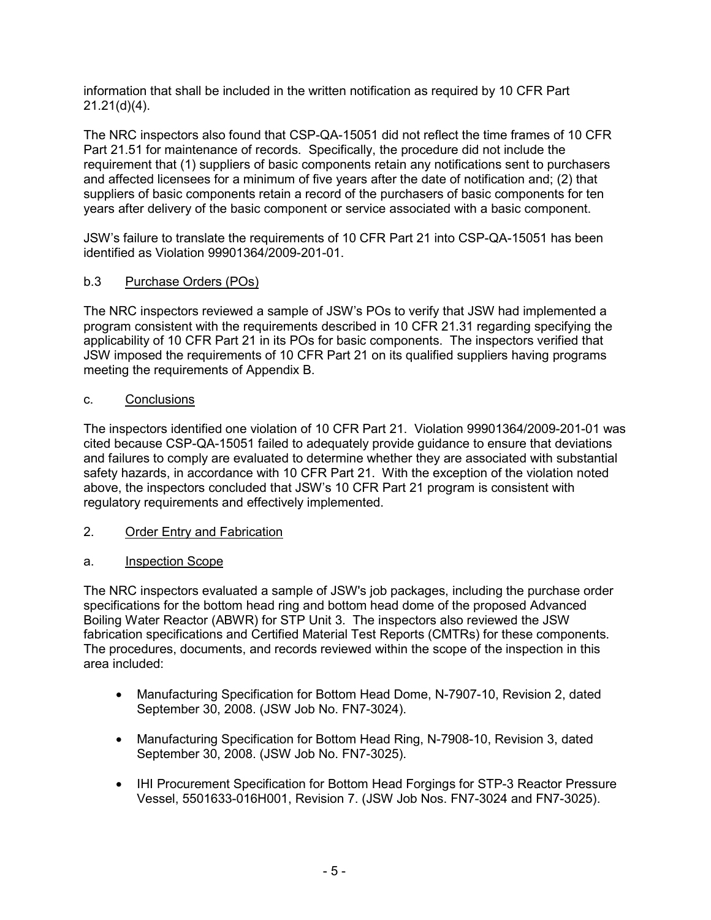information that shall be included in the written notification as required by 10 CFR Part 21.21(d)(4).

The NRC inspectors also found that CSP-QA-15051 did not reflect the time frames of 10 CFR Part 21.51 for maintenance of records. Specifically, the procedure did not include the requirement that (1) suppliers of basic components retain any notifications sent to purchasers and affected licensees for a minimum of five years after the date of notification and; (2) that suppliers of basic components retain a record of the purchasers of basic components for ten years after delivery of the basic component or service associated with a basic component.

JSW's failure to translate the requirements of 10 CFR Part 21 into CSP-QA-15051 has been identified as Violation 99901364/2009-201-01.

### b.3 Purchase Orders (POs)

The NRC inspectors reviewed a sample of JSW's POs to verify that JSW had implemented a program consistent with the requirements described in 10 CFR 21.31 regarding specifying the applicability of 10 CFR Part 21 in its POs for basic components. The inspectors verified that JSW imposed the requirements of 10 CFR Part 21 on its qualified suppliers having programs meeting the requirements of Appendix B.

### c. Conclusions

The inspectors identified one violation of 10 CFR Part 21. Violation 99901364/2009-201-01 was cited because CSP-QA-15051 failed to adequately provide guidance to ensure that deviations and failures to comply are evaluated to determine whether they are associated with substantial safety hazards, in accordance with 10 CFR Part 21. With the exception of the violation noted above, the inspectors concluded that JSW's 10 CFR Part 21 program is consistent with regulatory requirements and effectively implemented.

## 2. Order Entry and Fabrication

### a. Inspection Scope

The NRC inspectors evaluated a sample of JSW's job packages, including the purchase order specifications for the bottom head ring and bottom head dome of the proposed Advanced Boiling Water Reactor (ABWR) for STP Unit 3. The inspectors also reviewed the JSW fabrication specifications and Certified Material Test Reports (CMTRs) for these components. The procedures, documents, and records reviewed within the scope of the inspection in this area included:

- Manufacturing Specification for Bottom Head Dome, N-7907-10, Revision 2, dated September 30, 2008. (JSW Job No. FN7-3024).
- Manufacturing Specification for Bottom Head Ring, N-7908-10, Revision 3, dated September 30, 2008. (JSW Job No. FN7-3025).
- IHI Procurement Specification for Bottom Head Forgings for STP-3 Reactor Pressure Vessel, 5501633-016H001, Revision 7. (JSW Job Nos. FN7-3024 and FN7-3025).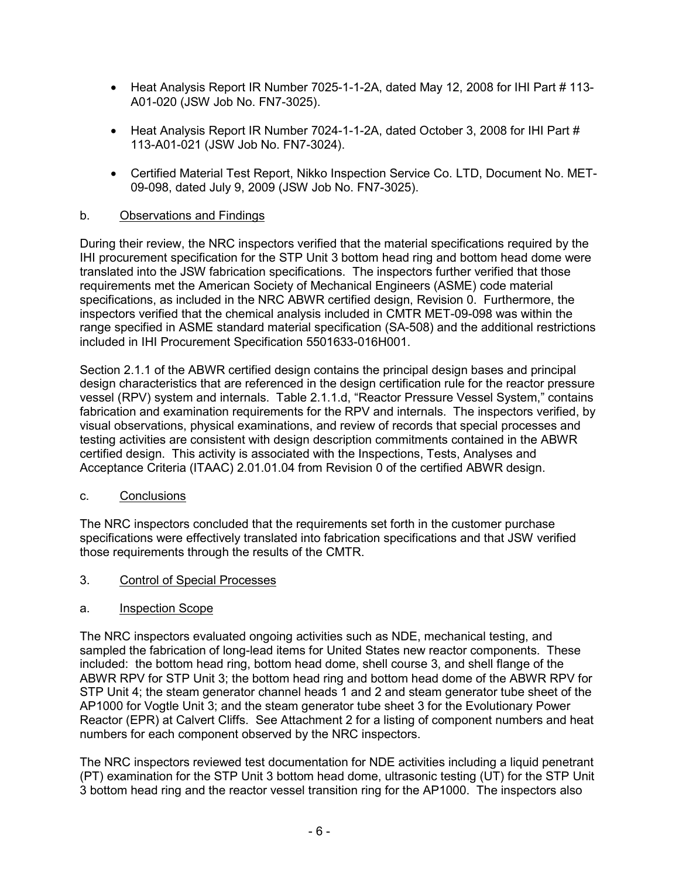- Heat Analysis Report IR Number 7025-1-1-2A, dated May 12, 2008 for IHI Part # 113-A01-020 (JSW Job No. FN7-3025).

- Heat Analysis Report IR Number 7024-1-1-2A, dated October 3, 2008 for IHI Part # 113-A01-021 (JSW Job No. FN7-3024).

- Certified Material Test Report, Nikko Inspection Service Co. LTD, Document No. MET-09-098, dated July 9, 2009 (JSW Job No. FN7-3025).

b. Observations and Findings

During their review, the NRC inspectors verified that the material specifications required by the IHI procurement specification for the STP Unit 3 bottom head ring and bottom head dome were translated into the JSW fabrication specifications. The inspectors further verified that those requirements met the American Society of Mechanical Engineers (ASME) code material specifications, as included in the NRC ABWR certified design, Revision 0. Furthermore, the inspectors verified that the chemical analysis included in CMTR MET-09-098 was within the range specified in ASME standard material specification (SA-508) and the additional restrictions included in IHI Procurement Specification 5501633-016H001.

Section 2.1.1 of the ABWR certified design contains the principal design bases and principal design characteristics that are referenced in the design certification rule for the reactor pressure vessel (RPV) system and internals. Table 2.1.1.d, "Reactor Pressure Vessel System," contains fabrication and examination requirements for the RPV and internals. The inspectors verified, by visual observations, physical examinations, and review of records that special processes and testing activities are consistent with design description commitments contained in the ABWR certified design. This activity is associated with the Inspections, Tests, Analyses and Acceptance Criteria (ITAAC) 2.01.01.04 from Revision 0 of the certified ABWR design.

c. Conclusions

The NRC inspectors concluded that the requirements set forth in the customer purchase specifications were effectively translated into fabrication specifications and that JSW verified those requirements through the results of the CMTR.

3. Control of Special Processes

a. Inspection Scope

The NRC inspectors evaluated ongoing activities such as NDE, mechanical testing, and sampled the fabrication of long-lead items for United States new reactor components. These included: the bottom head ring, bottom head dome, shell course 3, and shell flange of the ABWR RPV for STP Unit 3; the bottom head ring and bottom head dome of the ABWR RPV for STP Unit 4; the steam generator channel heads 1 and 2 and steam generator tube sheet of the AP1000 for Vogtle Unit 3; and the steam generator tube sheet 3 for the Evolutionary Power Reactor (EPR) at Calvert Cliffs. See Attachment 2 for a listing of component numbers and heat numbers for each component observed by the NRC inspectors.

The NRC inspectors reviewed test documentation for NDE activities including a liquid penetrant (PT) examination for the STP Unit 3 bottom head dome, ultrasonic testing (UT) for the STP Unit 3 bottom head ring and the reactor vessel transition ring for the AP1000. The inspectors also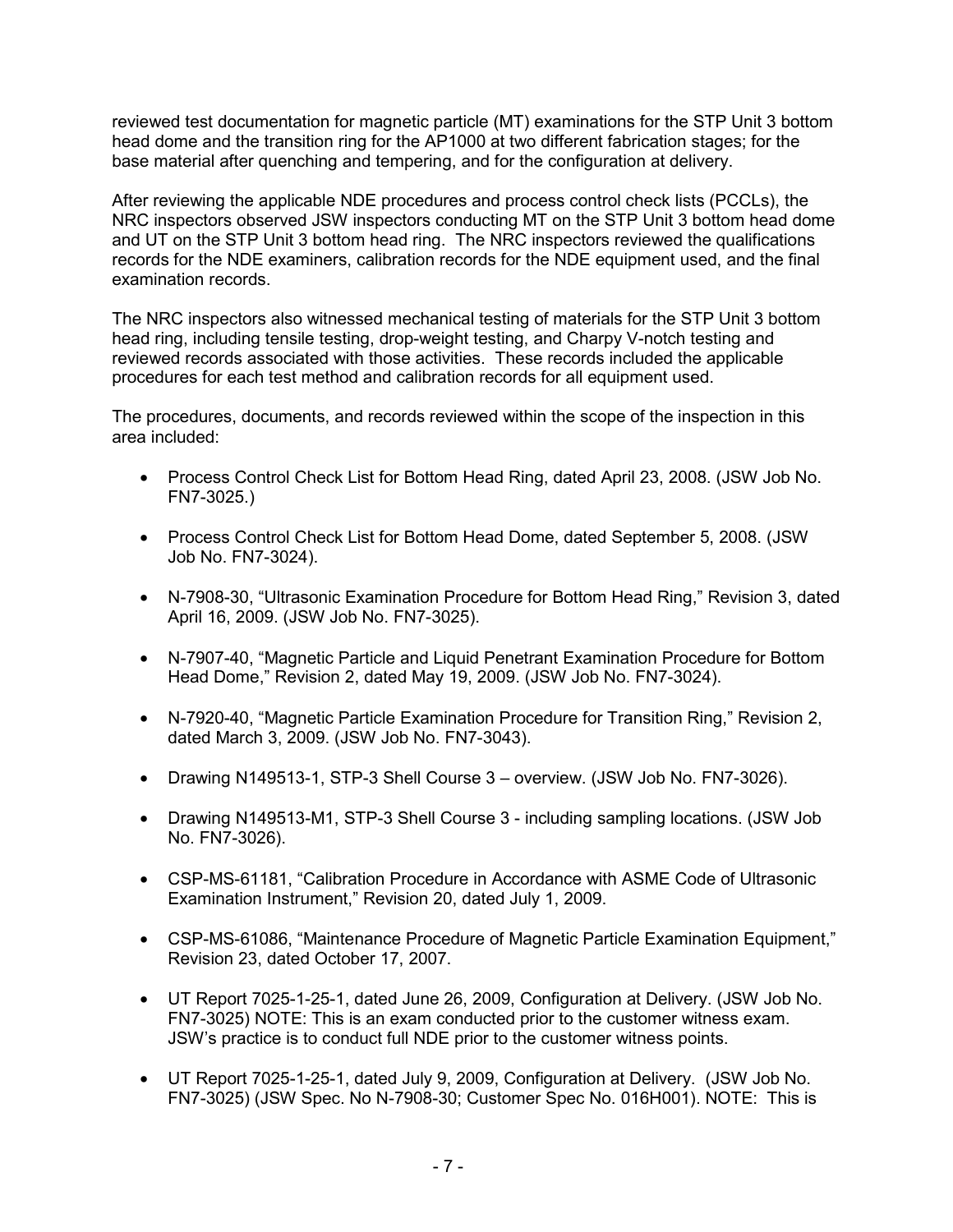reviewed test documentation for magnetic particle (MT) examinations for the STP Unit 3 bottom head dome and the transition ring for the AP1000 at two different fabrication stages; for the base material after quenching and tempering, and for the configuration at delivery.

After reviewing the applicable NDE procedures and process control check lists (PCCLs), the NRC inspectors observed JSW inspectors conducting MT on the STP Unit 3 bottom head dome and UT on the STP Unit 3 bottom head ring. The NRC inspectors reviewed the qualifications records for the NDE examiners, calibration records for the NDE equipment used, and the final examination records.

The NRC inspectors also witnessed mechanical testing of materials for the STP Unit 3 bottom head ring, including tensile testing, drop-weight testing, and Charpy V-notch testing and reviewed records associated with those activities. These records included the applicable procedures for each test method and calibration records for all equipment used.

The procedures, documents, and records reviewed within the scope of the inspection in this area included:

- Process Control Check List for Bottom Head Ring, dated April 23, 2008. (JSW Job No. FN7-3025.)
- Process Control Check List for Bottom Head Dome, dated September 5, 2008. (JSW Job No. FN7-3024).
- N-7908-30, "Ultrasonic Examination Procedure for Bottom Head Ring," Revision 3, dated April 16, 2009. (JSW Job No. FN7-3025).
- N-7907-40, "Magnetic Particle and Liquid Penetrant Examination Procedure for Bottom Head Dome," Revision 2, dated May 19, 2009. (JSW Job No. FN7-3024).
- N-7920-40, "Magnetic Particle Examination Procedure for Transition Ring," Revision 2, dated March 3, 2009. (JSW Job No. FN7-3043).
- Drawing N149513-1, STP-3 Shell Course 3 – overview. (JSW Job No. FN7-3026).
- Drawing N149513-M1, STP-3 Shell Course 3 - including sampling locations. (JSW Job No. FN7-3026).
- CSP-MS-61181, "Calibration Procedure in Accordance with ASME Code of Ultrasonic Examination Instrument," Revision 20, dated July 1, 2009.
- CSP-MS-61086, "Maintenance Procedure of Magnetic Particle Examination Equipment," Revision 23, dated October 17, 2007.
- UT Report 7025-1-25-1, dated June 26, 2009, Configuration at Delivery. (JSW Job No. FN7-3025) NOTE: This is an exam conducted prior to the customer witness exam. JSW's practice is to conduct full NDE prior to the customer witness points.
- UT Report 7025-1-25-1, dated July 9, 2009, Configuration at Delivery. (JSW Job No. FN7-3025) (JSW Spec. No N-7908-30; Customer Spec No. 016H001). NOTE: This is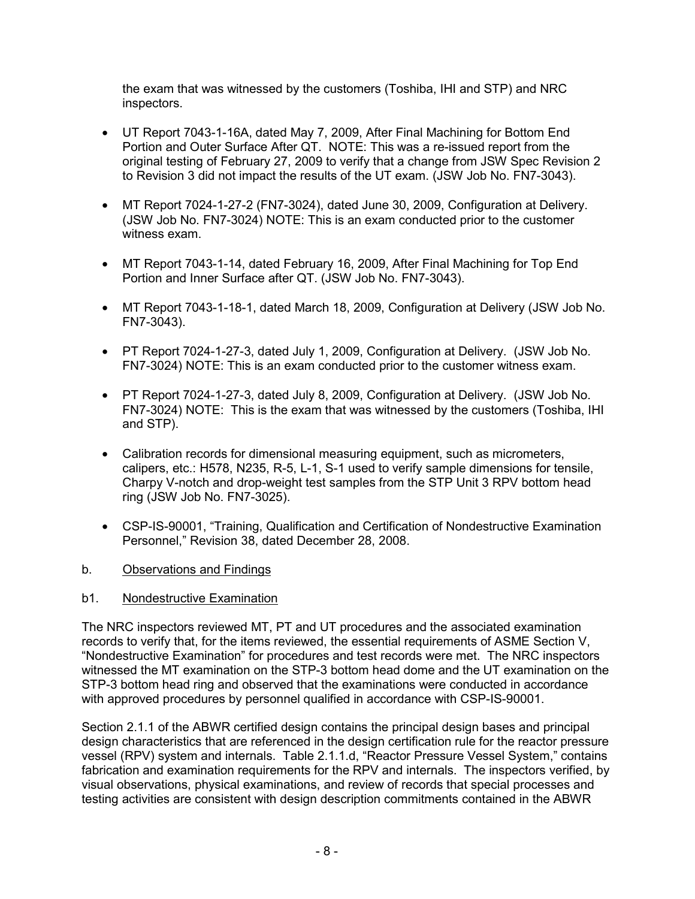the exam that was witnessed by the customers (Toshiba, IHI and STP) and NRC inspectors.

- UT Report 7043-1-16A, dated May 7, 2009, After Final Machining for Bottom End Portion and Outer Surface After QT. NOTE: This was a re-issued report from the original testing of February 27, 2009 to verify that a change from JSW Spec Revision 2 to Revision 3 did not impact the results of the UT exam. (JSW Job No. FN7-3043).
- MT Report 7024-1-27-2 (FN7-3024), dated June 30, 2009, Configuration at Delivery. (JSW Job No. FN7-3024) NOTE: This is an exam conducted prior to the customer witness exam.
- MT Report 7043-1-14, dated February 16, 2009, After Final Machining for Top End Portion and Inner Surface after QT. (JSW Job No. FN7-3043).
- MT Report 7043-1-18-1, dated March 18, 2009, Configuration at Delivery (JSW Job No. FN7-3043).
- PT Report 7024-1-27-3, dated July 1, 2009, Configuration at Delivery. (JSW Job No. FN7-3024) NOTE: This is an exam conducted prior to the customer witness exam.
- PT Report 7024-1-27-3, dated July 8, 2009, Configuration at Delivery. (JSW Job No. FN7-3024) NOTE: This is the exam that was witnessed by the customers (Toshiba, IHI and STP).
- Calibration records for dimensional measuring equipment, such as micrometers, calipers, etc.: H578, N235, R-5, L-1, S-1 used to verify sample dimensions for tensile, Charpy V-notch and drop-weight test samples from the STP Unit 3 RPV bottom head ring (JSW Job No. FN7-3025).
- CSP-IS-90001, "Training, Qualification and Certification of Nondestructive Examination Personnel," Revision 38, dated December 28, 2008.

b. Observations and Findings

b1. Nondestructive Examination

The NRC inspectors reviewed MT, PT and UT procedures and the associated examination records to verify that, for the items reviewed, the essential requirements of ASME Section V, "Nondestructive Examination" for procedures and test records were met. The NRC inspectors witnessed the MT examination on the STP-3 bottom head dome and the UT examination on the STP-3 bottom head ring and observed that the examinations were conducted in accordance with approved procedures by personnel qualified in accordance with CSP-IS-90001.

Section 2.1.1 of the ABWR certified design contains the principal design bases and principal design characteristics that are referenced in the design certification rule for the reactor pressure vessel (RPV) system and internals. Table 2.1.1.d, "Reactor Pressure Vessel System," contains fabrication and examination requirements for the RPV and internals. The inspectors verified, by visual observations, physical examinations, and review of records that special processes and testing activities are consistent with design description commitments contained in the ABWR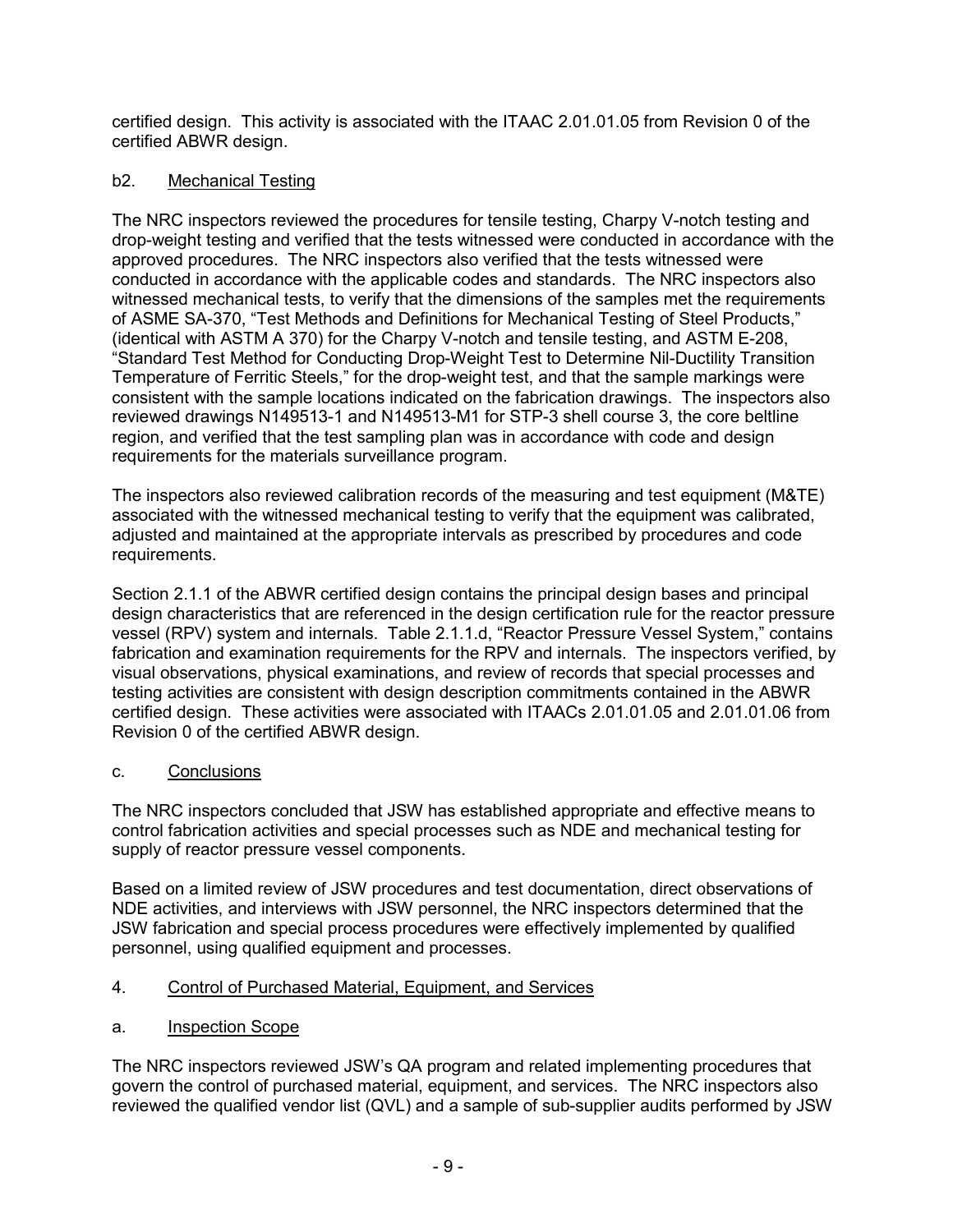certified design. This activity is associated with the ITAAC 2.01.01.05 from Revision 0 of the certified ABWR design.

b2. Mechanical Testing

The NRC inspectors reviewed the procedures for tensile testing, Charpy V-notch testing and drop-weight testing and verified that the tests witnessed were conducted in accordance with the approved procedures. The NRC inspectors also verified that the tests witnessed were conducted in accordance with the applicable codes and standards. The NRC inspectors also witnessed mechanical tests, to verify that the dimensions of the samples met the requirements of ASME SA-370, "Test Methods and Definitions for Mechanical Testing of Steel Products," (identical with ASTM A 370) for the Charpy V-notch and tensile testing, and ASTM E-208, "Standard Test Method for Conducting Drop-Weight Test to Determine Nil-Ductility Transition Temperature of Ferritic Steels," for the drop-weight test, and that the sample markings were consistent with the sample locations indicated on the fabrication drawings. The inspectors also reviewed drawings N149513-1 and N149513-M1 for STP-3 shell course 3, the core beltline region, and verified that the test sampling plan was in accordance with code and design requirements for the materials surveillance program.

The inspectors also reviewed calibration records of the measuring and test equipment (M&TE) associated with the witnessed mechanical testing to verify that the equipment was calibrated, adjusted and maintained at the appropriate intervals as prescribed by procedures and code requirements.

Section 2.1.1 of the ABWR certified design contains the principal design bases and principal design characteristics that are referenced in the design certification rule for the reactor pressure vessel (RPV) system and internals. Table 2.1.1.d, "Reactor Pressure Vessel System," contains fabrication and examination requirements for the RPV and internals. The inspectors verified, by visual observations, physical examinations, and review of records that special processes and testing activities are consistent with design description commitments contained in the ABWR certified design. These activities were associated with ITAACs 2.01.01.05 and 2.01.01.06 from Revision 0 of the certified ABWR design.

c. Conclusions

The NRC inspectors concluded that JSW has established appropriate and effective means to control fabrication activities and special processes such as NDE and mechanical testing for supply of reactor pressure vessel components.

Based on a limited review of JSW procedures and test documentation, direct observations of NDE activities, and interviews with JSW personnel, the NRC inspectors determined that the JSW fabrication and special process procedures were effectively implemented by qualified personnel, using qualified equipment and processes.

4. Control of Purchased Material, Equipment, and Services

a. Inspection Scope

The NRC inspectors reviewed JSW's QA program and related implementing procedures that govern the control of purchased material, equipment, and services. The NRC inspectors also reviewed the qualified vendor list (QVL) and a sample of sub-supplier audits performed by JSW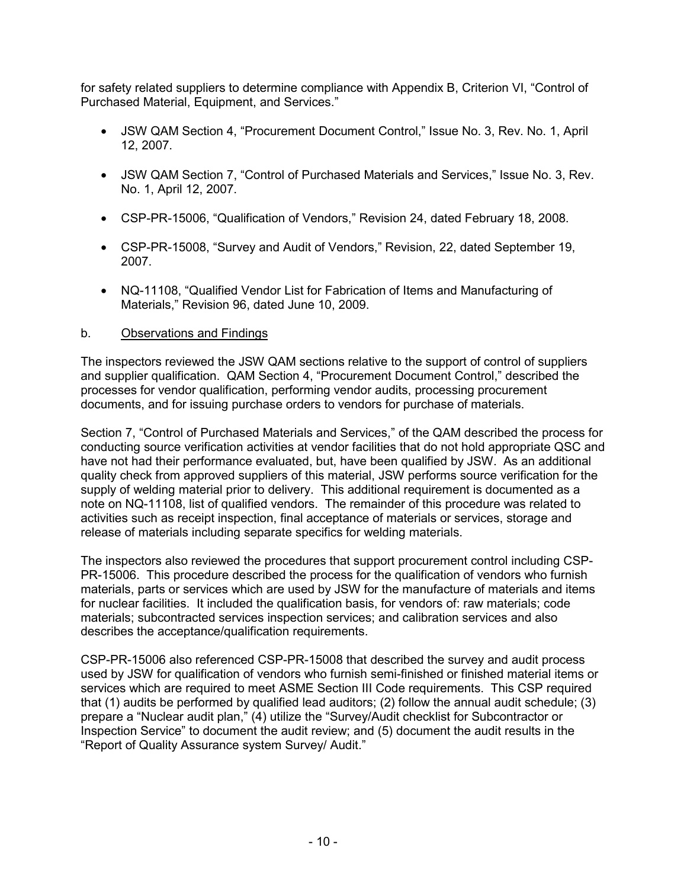for safety related suppliers to determine compliance with Appendix B, Criterion VI, "Control of Purchased Material, Equipment, and Services."

- JSW QAM Section 4, "Procurement Document Control," Issue No. 3, Rev. No. 1, April 12, 2007.
- JSW QAM Section 7, "Control of Purchased Materials and Services," Issue No. 3, Rev. No. 1, April 12, 2007.
- CSP-PR-15006, "Qualification of Vendors," Revision 24, dated February 18, 2008.
- CSP-PR-15008, "Survey and Audit of Vendors," Revision, 22, dated September 19, 2007.
- NQ-11108, "Qualified Vendor List for Fabrication of Items and Manufacturing of Materials," Revision 96, dated June 10, 2009.

b. Observations and Findings

The inspectors reviewed the JSW QAM sections relative to the support of control of suppliers and supplier qualification. QAM Section 4, "Procurement Document Control," described the processes for vendor qualification, performing vendor audits, processing procurement documents, and for issuing purchase orders to vendors for purchase of materials.

Section 7, "Control of Purchased Materials and Services," of the QAM described the process for conducting source verification activities at vendor facilities that do not hold appropriate QSC and have not had their performance evaluated, but, have been qualified by JSW. As an additional quality check from approved suppliers of this material, JSW performs source verification for the supply of welding material prior to delivery. This additional requirement is documented as a note on NQ-11108, list of qualified vendors. The remainder of this procedure was related to activities such as receipt inspection, final acceptance of materials or services, storage and release of materials including separate specifics for welding materials.

The inspectors also reviewed the procedures that support procurement control including CSP-PR-15006. This procedure described the process for the qualification of vendors who furnish materials, parts or services which are used by JSW for the manufacture of materials and items for nuclear facilities. It included the qualification basis, for vendors of: raw materials; code materials; subcontracted services inspection services; and calibration services and also describes the acceptance/qualification requirements.

CSP-PR-15006 also referenced CSP-PR-15008 that described the survey and audit process used by JSW for qualification of vendors who furnish semi-finished or finished material items or services which are required to meet ASME Section III Code requirements. This CSP required that (1) audits be performed by qualified lead auditors; (2) follow the annual audit schedule; (3) prepare a "Nuclear audit plan," (4) utilize the "Survey/Audit checklist for Subcontractor or Inspection Service" to document the audit review; and (5) document the audit results in the "Report of Quality Assurance system Survey/ Audit."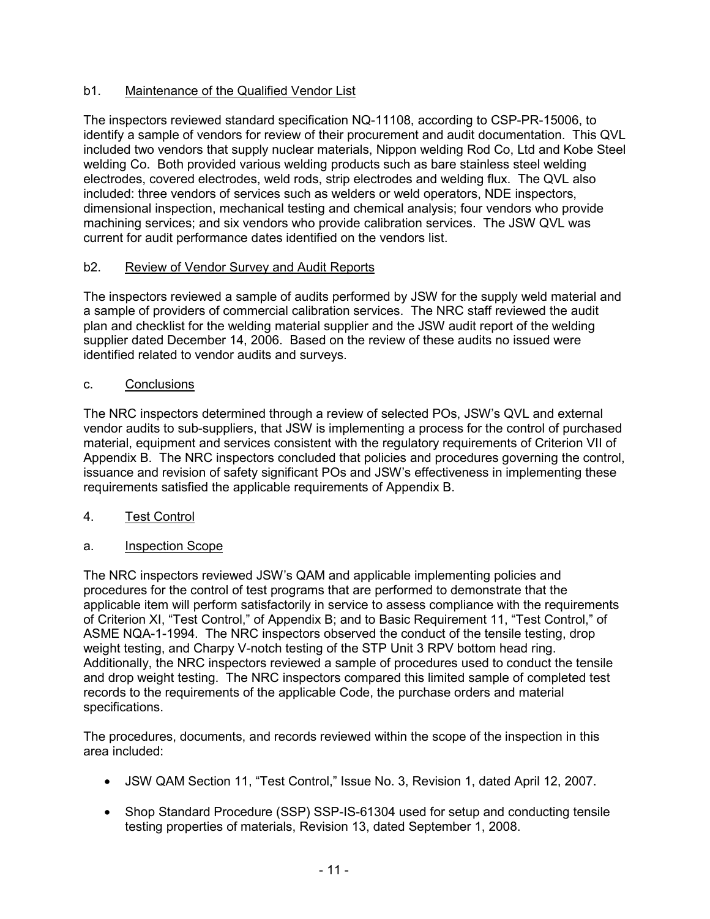b1. Maintenance of the Qualified Vendor List

The inspectors reviewed standard specification NQ-11108, according to CSP-PR-15006, to identify a sample of vendors for review of their procurement and audit documentation. This QVL included two vendors that supply nuclear materials, Nippon welding Rod Co, Ltd and Kobe Steel welding Co. Both provided various welding products such as bare stainless steel welding electrodes, covered electrodes, weld rods, strip electrodes and welding flux. The QVL also included: three vendors of services such as welders or weld operators, NDE inspectors, dimensional inspection, mechanical testing and chemical analysis; four vendors who provide machining services; and six vendors who provide calibration services. The JSW QVL was current for audit performance dates identified on the vendors list.

b2. Review of Vendor Survey and Audit Reports

The inspectors reviewed a sample of audits performed by JSW for the supply weld material and a sample of providers of commercial calibration services. The NRC staff reviewed the audit plan and checklist for the welding material supplier and the JSW audit report of the welding supplier dated December 14, 2006. Based on the review of these audits no issued were identified related to vendor audits and surveys.

c. Conclusions

The NRC inspectors determined through a review of selected POs, JSW's QVL and external vendor audits to sub-suppliers, that JSW is implementing a process for the control of purchased material, equipment and services consistent with the regulatory requirements of Criterion VII of Appendix B. The NRC inspectors concluded that policies and procedures governing the control, issuance and revision of safety significant POs and JSW's effectiveness in implementing these requirements satisfied the applicable requirements of Appendix B.

4. Test Control

a. Inspection Scope

The NRC inspectors reviewed JSW's QAM and applicable implementing policies and procedures for the control of test programs that are performed to demonstrate that the applicable item will perform satisfactorily in service to assess compliance with the requirements of Criterion XI, "Test Control," of Appendix B; and to Basic Requirement 11, "Test Control," of ASME NQA-1-1994. The NRC inspectors observed the conduct of the tensile testing, drop weight testing, and Charpy V-notch testing of the STP Unit 3 RPV bottom head ring. Additionally, the NRC inspectors reviewed a sample of procedures used to conduct the tensile and drop weight testing. The NRC inspectors compared this limited sample of completed test records to the requirements of the applicable Code, the purchase orders and material specifications.

The procedures, documents, and records reviewed within the scope of the inspection in this area included:

- JSW QAM Section 11, "Test Control," Issue No. 3, Revision 1, dated April 12, 2007.
- Shop Standard Procedure (SSP) SSP-IS-61304 used for setup and conducting tensile testing properties of materials, Revision 13, dated September 1, 2008.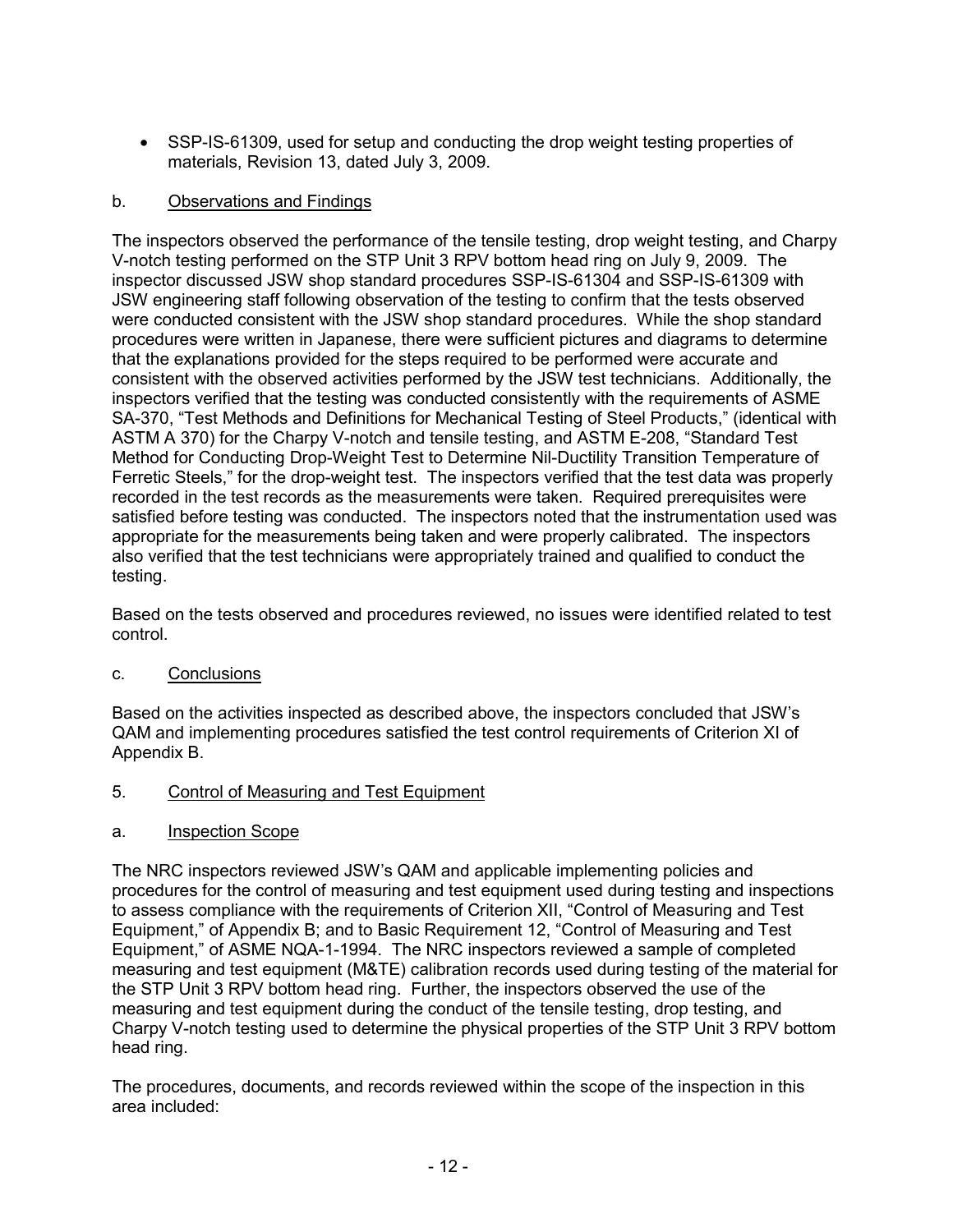- SSP-IS-61309, used for setup and conducting the drop weight testing properties of materials, Revision 13, dated July 3, 2009.

b. Observations and Findings

The inspectors observed the performance of the tensile testing, drop weight testing, and Charpy V-notch testing performed on the STP Unit 3 RPV bottom head ring on July 9, 2009. The inspector discussed JSW shop standard procedures SSP-IS-61304 and SSP-IS-61309 with JSW engineering staff following observation of the testing to confirm that the tests observed were conducted consistent with the JSW shop standard procedures. While the shop standard procedures were written in Japanese, there were sufficient pictures and diagrams to determine that the explanations provided for the steps required to be performed were accurate and consistent with the observed activities performed by the JSW test technicians. Additionally, the inspectors verified that the testing was conducted consistently with the requirements of ASME SA-370, "Test Methods and Definitions for Mechanical Testing of Steel Products," (identical with ASTM A 370) for the Charpy V-notch and tensile testing, and ASTM E-208, "Standard Test Method for Conducting Drop-Weight Test to Determine Nil-Ductility Transition Temperature of Ferretic Steels," for the drop-weight test. The inspectors verified that the test data was properly recorded in the test records as the measurements were taken. Required prerequisites were satisfied before testing was conducted. The inspectors noted that the instrumentation used was appropriate for the measurements being taken and were properly calibrated. The inspectors also verified that the test technicians were appropriately trained and qualified to conduct the testing.

Based on the tests observed and procedures reviewed, no issues were identified related to test control.

c. Conclusions

Based on the activities inspected as described above, the inspectors concluded that JSW's QAM and implementing procedures satisfied the test control requirements of Criterion XI of Appendix B.

5. Control of Measuring and Test Equipment

a. Inspection Scope

The NRC inspectors reviewed JSW's QAM and applicable implementing policies and procedures for the control of measuring and test equipment used during testing and inspections to assess compliance with the requirements of Criterion XII, "Control of Measuring and Test Equipment," of Appendix B; and to Basic Requirement 12, "Control of Measuring and Test Equipment," of ASME NQA-1-1994. The NRC inspectors reviewed a sample of completed measuring and test equipment (M&TE) calibration records used during testing of the material for the STP Unit 3 RPV bottom head ring. Further, the inspectors observed the use of the measuring and test equipment during the conduct of the tensile testing, drop testing, and Charpy V-notch testing used to determine the physical properties of the STP Unit 3 RPV bottom head ring.

The procedures, documents, and records reviewed within the scope of the inspection in this area included: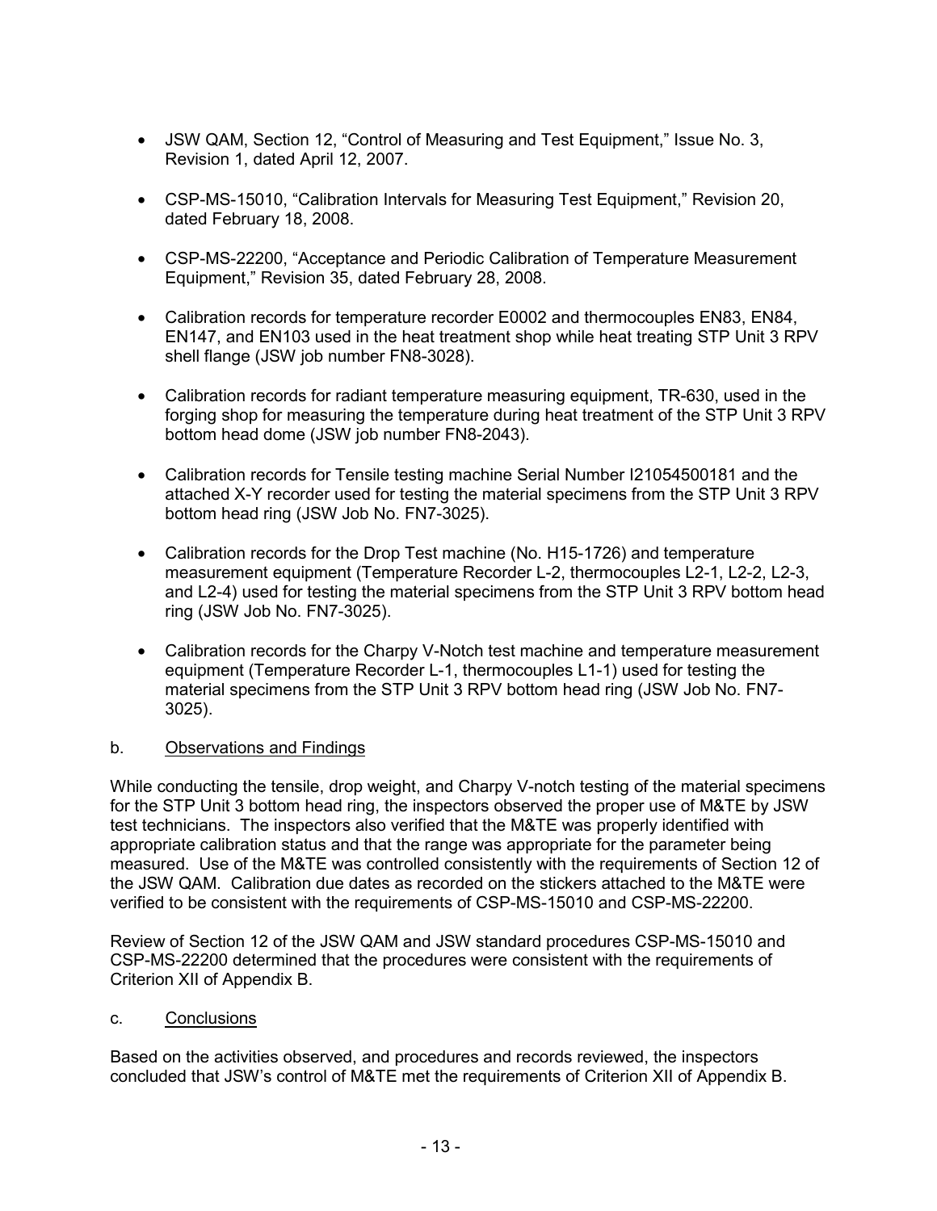- JSW QAM, Section 12, "Control of Measuring and Test Equipment," Issue No. 3, Revision 1, dated April 12, 2007.
- CSP-MS-15010, "Calibration Intervals for Measuring Test Equipment," Revision 20, dated February 18, 2008.
- CSP-MS-22200, "Acceptance and Periodic Calibration of Temperature Measurement Equipment," Revision 35, dated February 28, 2008.
- Calibration records for temperature recorder E0002 and thermocouples EN83, EN84, EN147, and EN103 used in the heat treatment shop while heat treating STP Unit 3 RPV shell flange (JSW job number FN8-3028).
- Calibration records for radiant temperature measuring equipment, TR-630, used in the forging shop for measuring the temperature during heat treatment of the STP Unit 3 RPV bottom head dome (JSW job number FN8-2043).
- Calibration records for Tensile testing machine Serial Number I21054500181 and the attached X-Y recorder used for testing the material specimens from the STP Unit 3 RPV bottom head ring (JSW Job No. FN7-3025).
- Calibration records for the Drop Test machine (No. H15-1726) and temperature measurement equipment (Temperature Recorder L-2, thermocouples L2-1, L2-2, L2-3, and L2-4) used for testing the material specimens from the STP Unit 3 RPV bottom head ring (JSW Job No. FN7-3025).
- Calibration records for the Charpy V-Notch test machine and temperature measurement equipment (Temperature Recorder L-1, thermocouples L1-1) used for testing the material specimens from the STP Unit 3 RPV bottom head ring (JSW Job No. FN7-3025).

b. Observations and Findings

While conducting the tensile, drop weight, and Charpy V-notch testing of the material specimens for the STP Unit 3 bottom head ring, the inspectors observed the proper use of M&TE by JSW test technicians. The inspectors also verified that the M&TE was properly identified with appropriate calibration status and that the range was appropriate for the parameter being measured. Use of the M&TE was controlled consistently with the requirements of Section 12 of the JSW QAM. Calibration due dates as recorded on the stickers attached to the M&TE were verified to be consistent with the requirements of CSP-MS-15010 and CSP-MS-22200.

Review of Section 12 of the JSW QAM and JSW standard procedures CSP-MS-15010 and CSP-MS-22200 determined that the procedures were consistent with the requirements of Criterion XII of Appendix B.

c. Conclusions

Based on the activities observed, and procedures and records reviewed, the inspectors concluded that JSW's control of M&TE met the requirements of Criterion XII of Appendix B.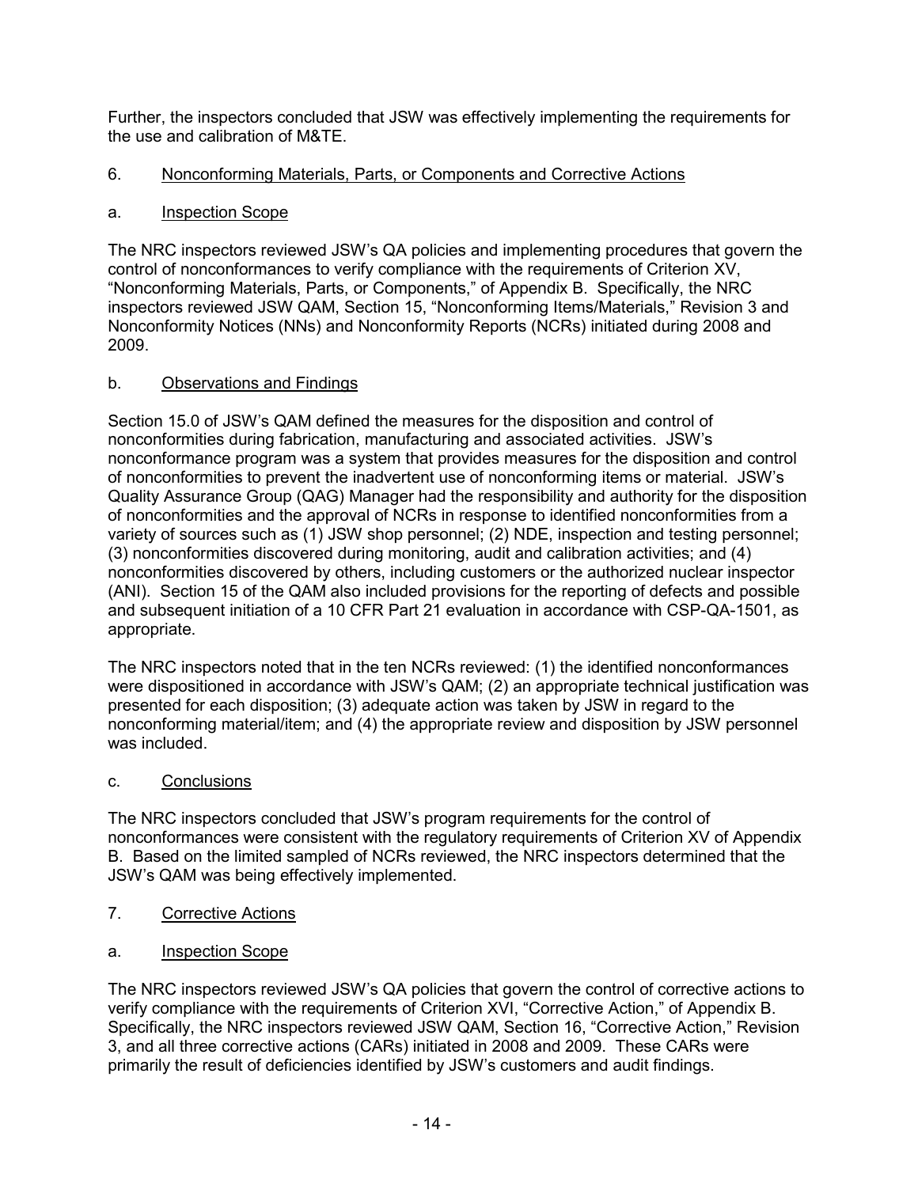Further, the inspectors concluded that JSW was effectively implementing the requirements for the use and calibration of M&TE.

## 6. Nonconforming Materials, Parts, or Components and Corrective Actions

### a. Inspection Scope

The NRC inspectors reviewed JSW's QA policies and implementing procedures that govern the control of nonconformances to verify compliance with the requirements of Criterion XV, "Nonconforming Materials, Parts, or Components," of Appendix B. Specifically, the NRC inspectors reviewed JSW QAM, Section 15, "Nonconforming Items/Materials," Revision 3 and Nonconformity Notices (NNs) and Nonconformity Reports (NCRs) initiated during 2008 and 2009.

### b. Observations and Findings

Section 15.0 of JSW's QAM defined the measures for the disposition and control of nonconformities during fabrication, manufacturing and associated activities. JSW's nonconformance program was a system that provides measures for the disposition and control of nonconformities to prevent the inadvertent use of nonconforming items or material. JSW's Quality Assurance Group (QAG) Manager had the responsibility and authority for the disposition of nonconformities and the approval of NCRs in response to identified nonconformities from a variety of sources such as (1) JSW shop personnel; (2) NDE, inspection and testing personnel; (3) nonconformities discovered during monitoring, audit and calibration activities; and (4) nonconformities discovered by others, including customers or the authorized nuclear inspector (ANI). Section 15 of the QAM also included provisions for the reporting of defects and possible and subsequent initiation of a 10 CFR Part 21 evaluation in accordance with CSP-QA-1501, as appropriate.

The NRC inspectors noted that in the ten NCRs reviewed: (1) the identified nonconformances were dispositioned in accordance with JSW's QAM; (2) an appropriate technical justification was presented for each disposition; (3) adequate action was taken by JSW in regard to the nonconforming material/item; and (4) the appropriate review and disposition by JSW personnel was included.

### c. Conclusions

The NRC inspectors concluded that JSW's program requirements for the control of nonconformances were consistent with the regulatory requirements of Criterion XV of Appendix B. Based on the limited sampled of NCRs reviewed, the NRC inspectors determined that the JSW's QAM was being effectively implemented.

## 7. Corrective Actions

### a. Inspection Scope

The NRC inspectors reviewed JSW's QA policies that govern the control of corrective actions to verify compliance with the requirements of Criterion XVI, "Corrective Action," of Appendix B. Specifically, the NRC inspectors reviewed JSW QAM, Section 16, "Corrective Action," Revision 3, and all three corrective actions (CARs) initiated in 2008 and 2009. These CARs were primarily the result of deficiencies identified by JSW's customers and audit findings.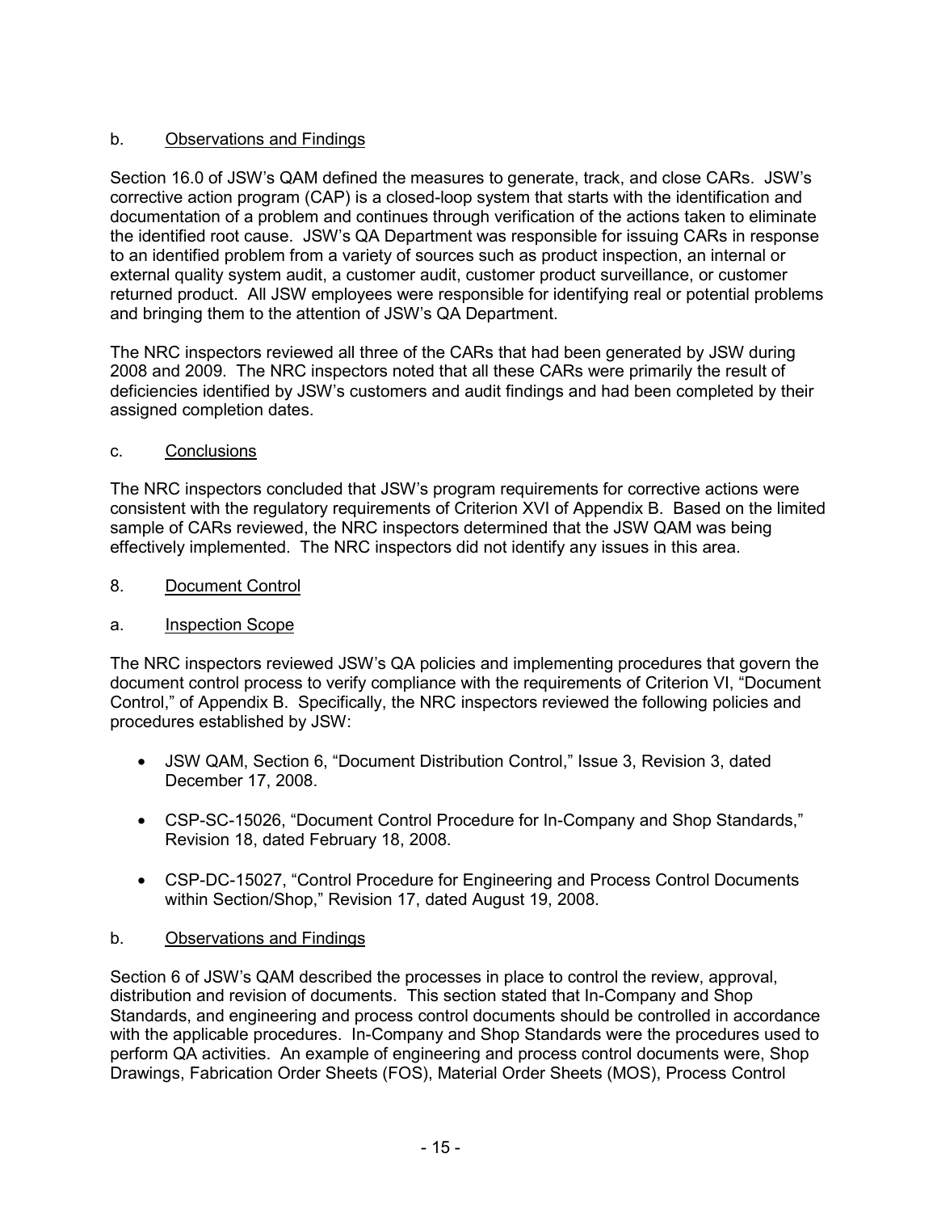b. Observations and Findings

Section 16.0 of JSW's QAM defined the measures to generate, track, and close CARs. JSW's corrective action program (CAP) is a closed-loop system that starts with the identification and documentation of a problem and continues through verification of the actions taken to eliminate the identified root cause. JSW's QA Department was responsible for issuing CARs in response to an identified problem from a variety of sources such as product inspection, an internal or external quality system audit, a customer audit, customer product surveillance, or customer returned product. All JSW employees were responsible for identifying real or potential problems and bringing them to the attention of JSW's QA Department.

The NRC inspectors reviewed all three of the CARs that had been generated by JSW during 2008 and 2009. The NRC inspectors noted that all these CARs were primarily the result of deficiencies identified by JSW's customers and audit findings and had been completed by their assigned completion dates.

c. Conclusions

The NRC inspectors concluded that JSW's program requirements for corrective actions were consistent with the regulatory requirements of Criterion XVI of Appendix B. Based on the limited sample of CARs reviewed, the NRC inspectors determined that the JSW QAM was being effectively implemented. The NRC inspectors did not identify any issues in this area.

8. Document Control

a. Inspection Scope

The NRC inspectors reviewed JSW's QA policies and implementing procedures that govern the document control process to verify compliance with the requirements of Criterion VI, "Document Control," of Appendix B. Specifically, the NRC inspectors reviewed the following policies and procedures established by JSW:

- JSW QAM, Section 6, "Document Distribution Control," Issue 3, Revision 3, dated December 17, 2008.
- CSP-SC-15026, "Document Control Procedure for In-Company and Shop Standards," Revision 18, dated February 18, 2008.
- CSP-DC-15027, "Control Procedure for Engineering and Process Control Documents within Section/Shop," Revision 17, dated August 19, 2008.

b. Observations and Findings

Section 6 of JSW's QAM described the processes in place to control the review, approval, distribution and revision of documents. This section stated that In-Company and Shop Standards, and engineering and process control documents should be controlled in accordance with the applicable procedures. In-Company and Shop Standards were the procedures used to perform QA activities. An example of engineering and process control documents were, Shop Drawings, Fabrication Order Sheets (FOS), Material Order Sheets (MOS), Process Control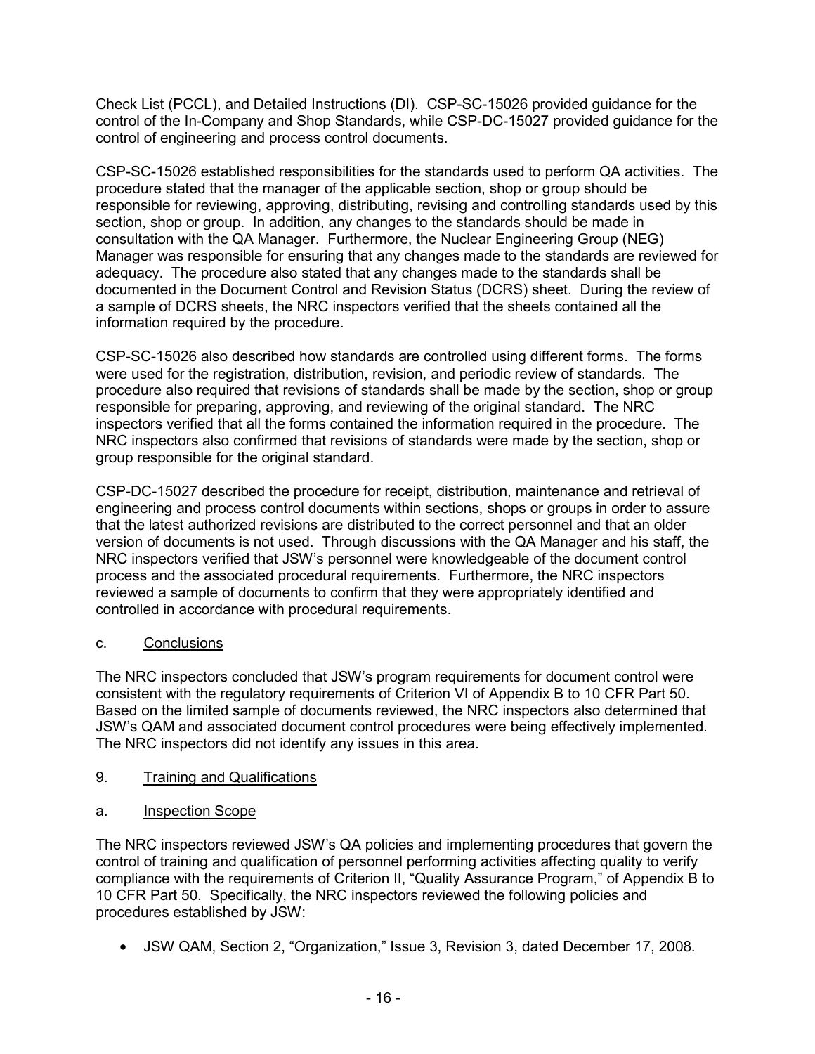Check List (PCCL), and Detailed Instructions (DI). CSP-SC-15026 provided guidance for the control of the In-Company and Shop Standards, while CSP-DC-15027 provided guidance for the control of engineering and process control documents.

CSP-SC-15026 established responsibilities for the standards used to perform QA activities. The procedure stated that the manager of the applicable section, shop or group should be responsible for reviewing, approving, distributing, revising and controlling standards used by this section, shop or group. In addition, any changes to the standards should be made in consultation with the QA Manager. Furthermore, the Nuclear Engineering Group (NEG) Manager was responsible for ensuring that any changes made to the standards are reviewed for adequacy. The procedure also stated that any changes made to the standards shall be documented in the Document Control and Revision Status (DCRS) sheet. During the review of a sample of DCRS sheets, the NRC inspectors verified that the sheets contained all the information required by the procedure.

CSP-SC-15026 also described how standards are controlled using different forms. The forms were used for the registration, distribution, revision, and periodic review of standards. The procedure also required that revisions of standards shall be made by the section, shop or group responsible for preparing, approving, and reviewing of the original standard. The NRC inspectors verified that all the forms contained the information required in the procedure. The NRC inspectors also confirmed that revisions of standards were made by the section, shop or group responsible for the original standard.

CSP-DC-15027 described the procedure for receipt, distribution, maintenance and retrieval of engineering and process control documents within sections, shops or groups in order to assure that the latest authorized revisions are distributed to the correct personnel and that an older version of documents is not used. Through discussions with the QA Manager and his staff, the NRC inspectors verified that JSW's personnel were knowledgeable of the document control process and the associated procedural requirements. Furthermore, the NRC inspectors reviewed a sample of documents to confirm that they were appropriately identified and controlled in accordance with procedural requirements.

c. Conclusions

The NRC inspectors concluded that JSW's program requirements for document control were consistent with the regulatory requirements of Criterion VI of Appendix B to 10 CFR Part 50. Based on the limited sample of documents reviewed, the NRC inspectors also determined that JSW's QAM and associated document control procedures were being effectively implemented. The NRC inspectors did not identify any issues in this area.

## 9. Training and Qualifications

a. Inspection Scope

The NRC inspectors reviewed JSW's QA policies and implementing procedures that govern the control of training and qualification of personnel performing activities affecting quality to verify compliance with the requirements of Criterion II, "Quality Assurance Program," of Appendix B to 10 CFR Part 50. Specifically, the NRC inspectors reviewed the following policies and procedures established by JSW:

- JSW QAM, Section 2, "Organization," Issue 3, Revision 3, dated December 17, 2008.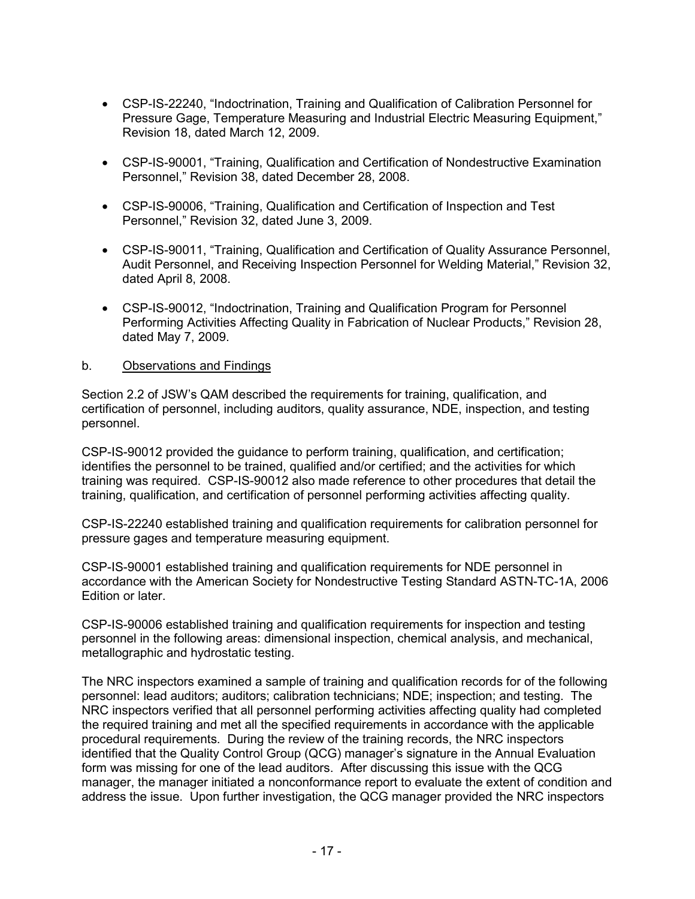- CSP-IS-22240, “Indoctrination, Training and Qualification of Calibration Personnel for Pressure Gage, Temperature Measuring and Industrial Electric Measuring Equipment,” Revision 18, dated March 12, 2009.

- CSP-IS-90001, “Training, Qualification and Certification of Nondestructive Examination Personnel,” Revision 38, dated December 28, 2008.

- CSP-IS-90006, “Training, Qualification and Certification of Inspection and Test Personnel,” Revision 32, dated June 3, 2009.

- CSP-IS-90011, “Training, Qualification and Certification of Quality Assurance Personnel, Audit Personnel, and Receiving Inspection Personnel for Welding Material,” Revision 32, dated April 8, 2008.

- CSP-IS-90012, “Indoctrination, Training and Qualification Program for Personnel Performing Activities Affecting Quality in Fabrication of Nuclear Products,” Revision 28, dated May 7, 2009.

b. Observations and Findings

Section 2.2 of JSW’s QAM described the requirements for training, qualification, and certification of personnel, including auditors, quality assurance, NDE, inspection, and testing personnel.

CSP-IS-90012 provided the guidance to perform training, qualification, and certification; identifies the personnel to be trained, qualified and/or certified; and the activities for which training was required. CSP-IS-90012 also made reference to other procedures that detail the training, qualification, and certification of personnel performing activities affecting quality.

CSP-IS-22240 established training and qualification requirements for calibration personnel for pressure gages and temperature measuring equipment.

CSP-IS-90001 established training and qualification requirements for NDE personnel in accordance with the American Society for Nondestructive Testing Standard ASTN-TC-1A, 2006 Edition or later.

CSP-IS-90006 established training and qualification requirements for inspection and testing personnel in the following areas: dimensional inspection, chemical analysis, and mechanical, metallographic and hydrostatic testing.

The NRC inspectors examined a sample of training and qualification records for of the following personnel: lead auditors; auditors; calibration technicians; NDE; inspection; and testing. The NRC inspectors verified that all personnel performing activities affecting quality had completed the required training and met all the specified requirements in accordance with the applicable procedural requirements. During the review of the training records, the NRC inspectors identified that the Quality Control Group (QCG) manager’s signature in the Annual Evaluation form was missing for one of the lead auditors. After discussing this issue with the QCG manager, the manager initiated a nonconformance report to evaluate the extent of condition and address the issue. Upon further investigation, the QCG manager provided the NRC inspectors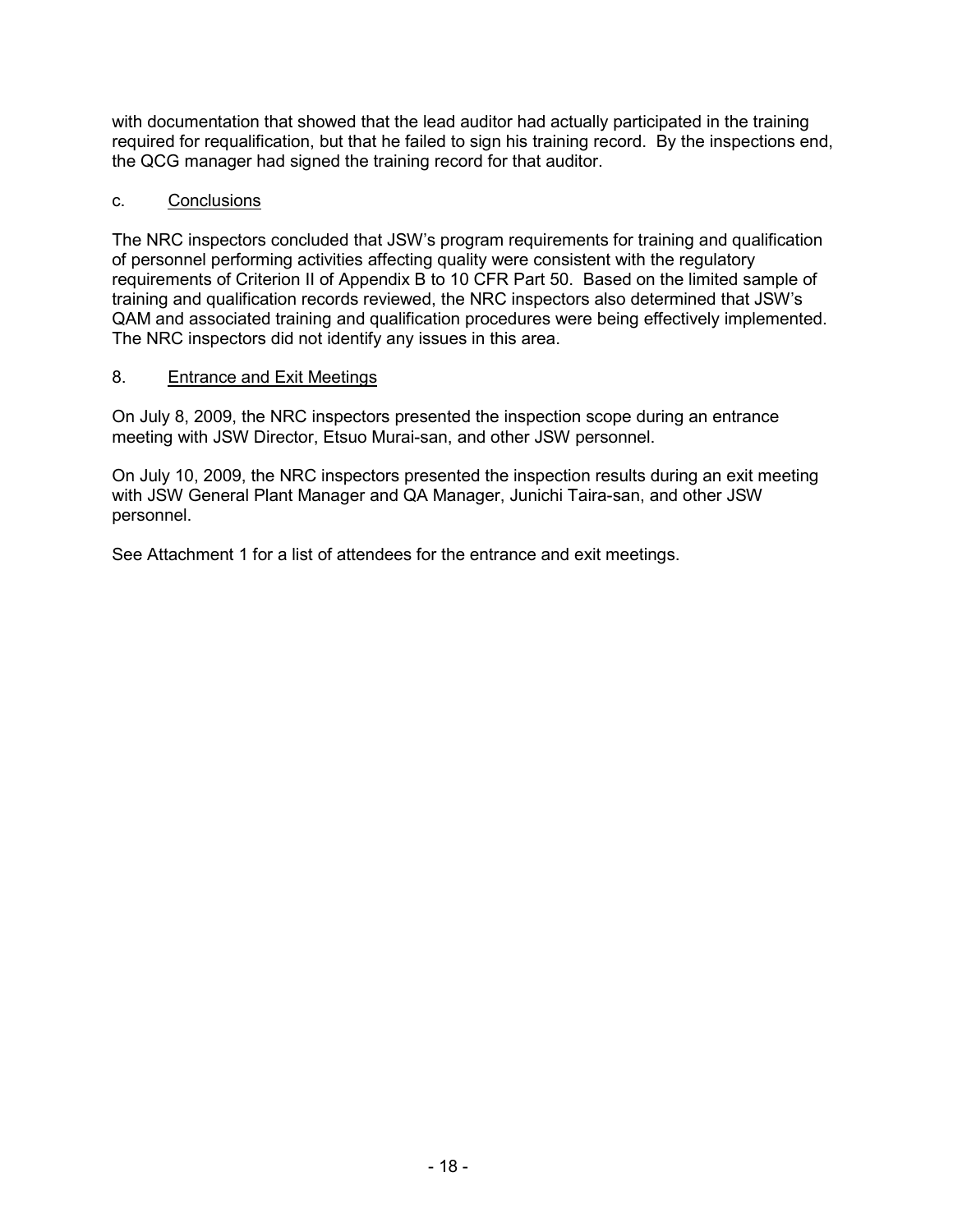with documentation that showed that the lead auditor had actually participated in the training required for requalification, but that he failed to sign his training record. By the inspections end, the QCG manager had signed the training record for that auditor.

c. <u>Conclusions</u>

The NRC inspectors concluded that JSW's program requirements for training and qualification of personnel performing activities affecting quality were consistent with the regulatory requirements of Criterion II of Appendix B to 10 CFR Part 50. Based on the limited sample of training and qualification records reviewed, the NRC inspectors also determined that JSW's QAM and associated training and qualification procedures were being effectively implemented. The NRC inspectors did not identify any issues in this area.

8. <u>Entrance and Exit Meetings</u>

On July 8, 2009, the NRC inspectors presented the inspection scope during an entrance meeting with JSW Director, Etsuo Murai-san, and other JSW personnel.

On July 10, 2009, the NRC inspectors presented the inspection results during an exit meeting with JSW General Plant Manager and QA Manager, Junichi Taira-san, and other JSW personnel.

See Attachment 1 for a list of attendees for the entrance and exit meetings.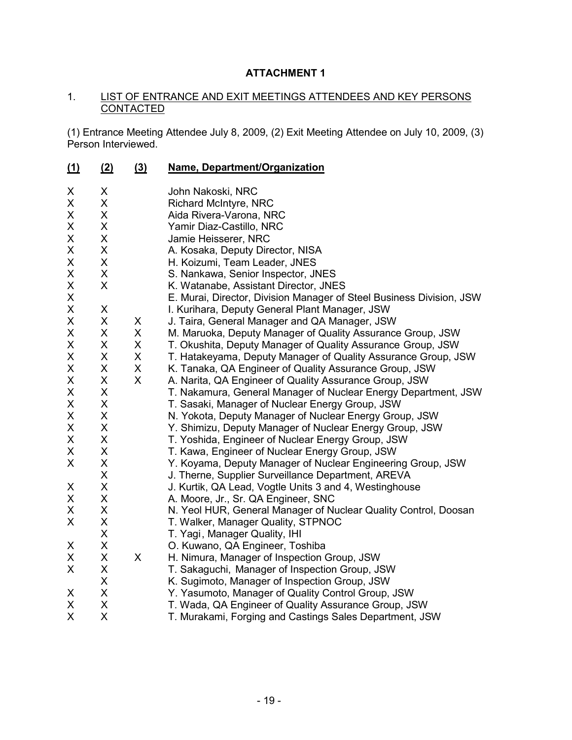**ATTACHMENT 1**

1. LIST OF ENTRANCE AND EXIT MEETINGS ATTENDEES AND KEY PERSONS CONTACTED

(1) Entrance Meeting Attendee July 8, 2009, (2) Exit Meeting Attendee on July 10, 2009, (3) Person Interviewed.

| (1) | (2) | (3) | Name, Department/Organization |
|---|---|---|---|
| X | X | | John Nakoski, NRC |
| X | X | | Richard McIntyre, NRC |
| X | X | | Aida Rivera-Varona, NRC |
| X | X | | Yamir Diaz-Castillo, NRC |
| X | X | | Jamie Heisserer, NRC |
| X | X | | A. Kosaka, Deputy Director, NISA |
| X | X | | H. Koizumi, Team Leader, JNES |
| X | X | | S. Nankawa, Senior Inspector, JNES |
| X | X | | K. Watanabe, Assistant Director, JNES |
| X | | | E. Murai, Director, Division Manager of Steel Business Division, JSW |
| X | X | | I. Kurihara, Deputy General Plant Manager, JSW |
| X | X | X | J. Taira, General Manager and QA Manager, JSW |
| X | X | X | M. Maruoka, Deputy Manager of Quality Assurance Group, JSW |
| X | X | X | T. Okushita, Deputy Manager of Quality Assurance Group, JSW |
| X | X | X | T. Hatakeyama, Deputy Manager of Quality Assurance Group, JSW |
| X | X | X | K. Tanaka, QA Engineer of Quality Assurance Group, JSW |
| X | X | X | A. Narita, QA Engineer of Quality Assurance Group, JSW |
| X | X | | T. Nakamura, General Manager of Nuclear Energy Department, JSW |
| X | X | | T. Sasaki, Manager of Nuclear Energy Group, JSW |
| X | X | | N. Yokota, Deputy Manager of Nuclear Energy Group, JSW |
| X | X | | Y. Shimizu, Deputy Manager of Nuclear Energy Group, JSW |
| X | X | | T. Yoshida, Engineer of Nuclear Energy Group, JSW |
| X | X | | T. Kawa, Engineer of Nuclear Energy Group, JSW |
| X | X | | Y. Koyama, Deputy Manager of Nuclear Engineering Group, JSW |
| | X | | J. Therne, Supplier Surveillance Department, AREVA |
| X | X | | J. Kurtik, QA Lead, Vogtle Units 3 and 4, Westinghouse |
| X | X | | A. Moore, Jr., Sr. QA Engineer, SNC |
| X | X | | N. Yeol HUR, General Manager of Nuclear Quality Control, Doosan |
| X | X | | T. Walker, Manager Quality, STPNOC |
| | X | | T. Yagi, Manager Quality, IHI |
| X | X | | O. Kuwano, QA Engineer, Toshiba |
| X | X | X | H. Nimura, Manager of Inspection Group, JSW |
| X | X | | T. Sakaguchi, Manager of Inspection Group, JSW |
| | X | | K. Sugimoto, Manager of Inspection Group, JSW |
| X | X | | Y. Yasumoto, Manager of Quality Control Group, JSW |
| X | X | | T. Wada, QA Engineer of Quality Assurance Group, JSW |
| X | X | | T. Murakami, Forging and Castings Sales Department, JSW |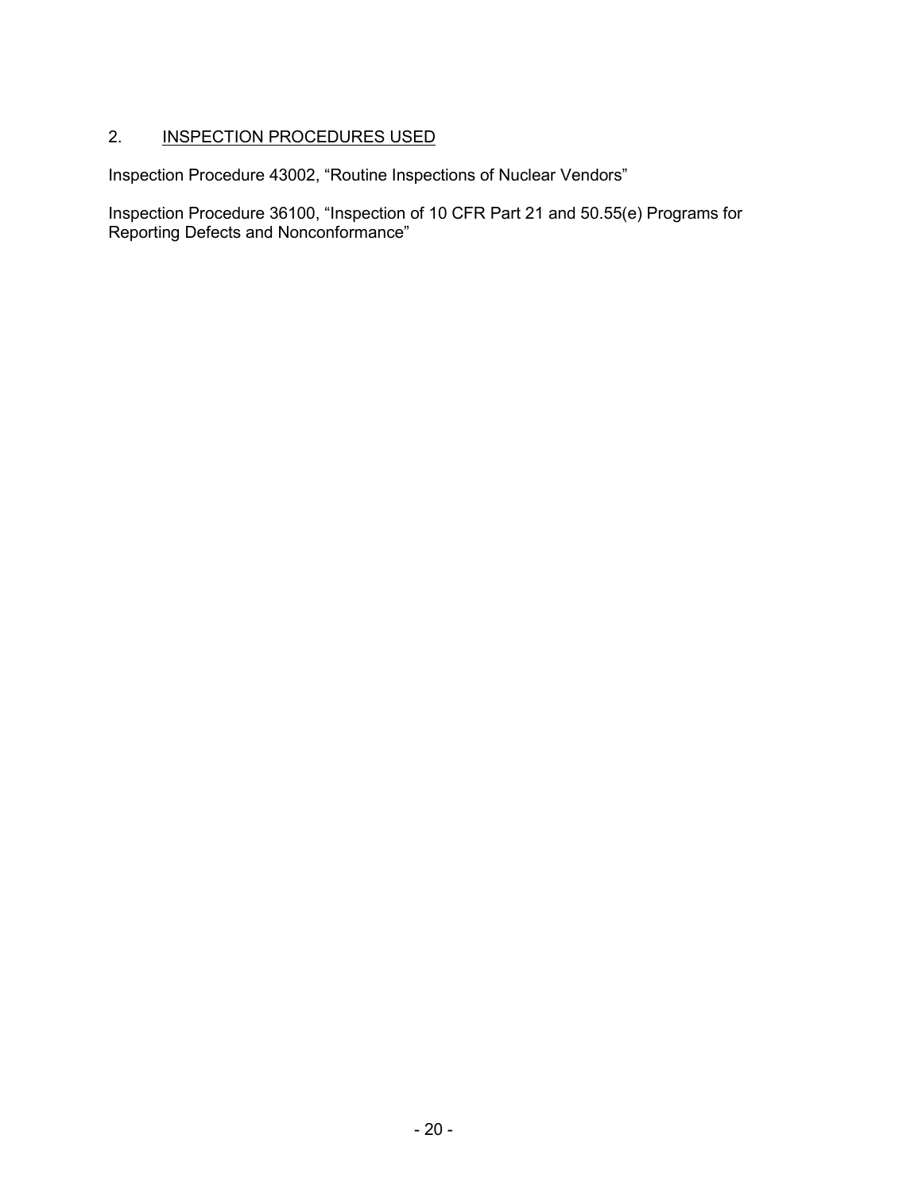## 2. INSPECTION PROCEDURES USED

Inspection Procedure 43002, "Routine Inspections of Nuclear Vendors"

Inspection Procedure 36100, "Inspection of 10 CFR Part 21 and 50.55(e) Programs for Reporting Defects and Nonconformance"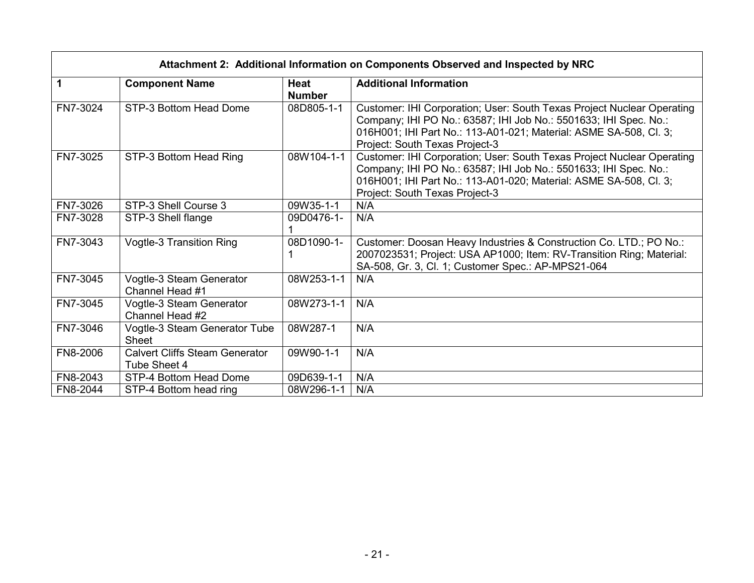**Attachment 2: Additional Information on Components Observed and Inspected by NRC**

| 1 | Component Name | Heat Number | Additional Information |
|---|---|---|---|
| FN7-3024 | STP-3 Bottom Head Dome | 08D805-1-1 | Customer: IHI Corporation; User: South Texas Project Nuclear Operating Company; IHI PO No.: 63587; IHI Job No.: 5501633; IHI Spec. No.: 016H001; IHI Part No.: 113-A01-021; Material: ASME SA-508, Cl. 3; Project: South Texas Project-3 |
| FN7-3025 | STP-3 Bottom Head Ring | 08W104-1-1 | Customer: IHI Corporation; User: South Texas Project Nuclear Operating Company; IHI PO No.: 63587; IHI Job No.: 5501633; IHI Spec. No.: 016H001; IHI Part No.: 113-A01-020; Material: ASME SA-508, Cl. 3; Project: South Texas Project-3 |
| FN7-3026 | STP-3 Shell Course 3 | 09W35-1-1 | N/A |
| FN7-3028 | STP-3 Shell flange | 09D0476-1-1 | N/A |
| FN7-3043 | Vogtle-3 Transition Ring | 08D1090-1-1 | Customer: Doosan Heavy Industries & Construction Co. LTD.; PO No.: 2007023531; Project: USA AP1000; Item: RV-Transition Ring; Material: SA-508, Gr. 3, Cl. 1; Customer Spec.: AP-MPS21-064 |
| FN7-3045 | Vogtle-3 Steam Generator Channel Head #1 | 08W253-1-1 | N/A |
| FN7-3045 | Vogtle-3 Steam Generator Channel Head #2 | 08W273-1-1 | N/A |
| FN7-3046 | Vogtle-3 Steam Generator Tube Sheet | 08W287-1 | N/A |
| FN8-2006 | Calvert Cliffs Steam Generator Tube Sheet 4 | 09W90-1-1 | N/A |
| FN8-2043 | STP-4 Bottom Head Dome | 09D639-1-1 | N/A |
| FN8-2044 | STP-4 Bottom head ring | 08W296-1-1 | N/A |